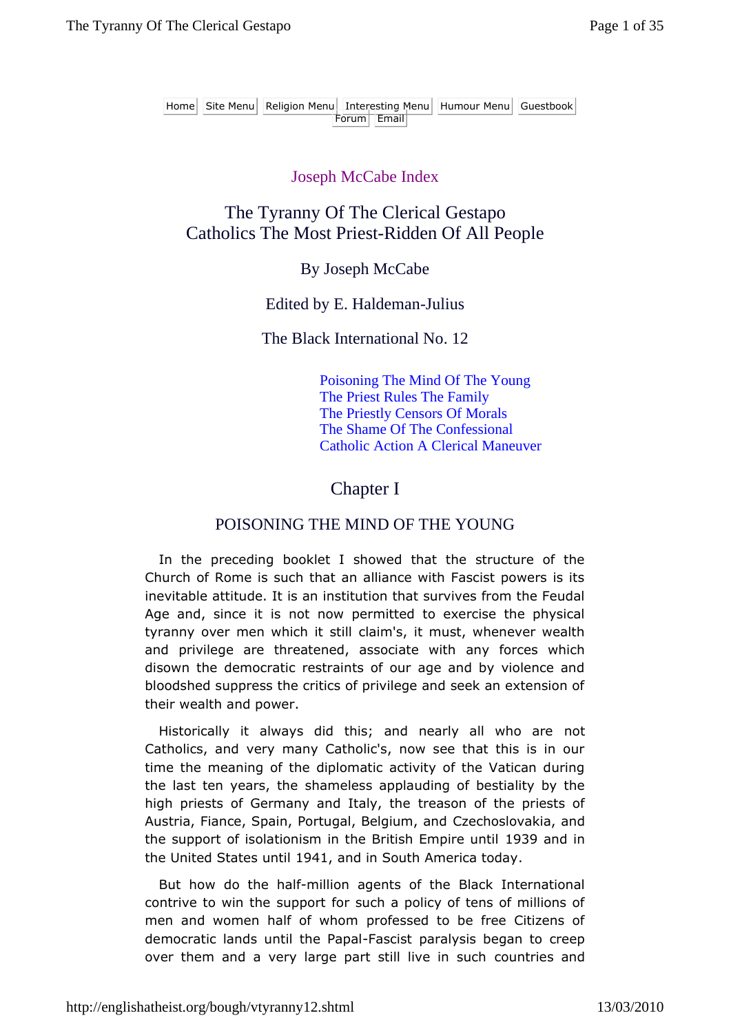Home | Site Menu | Religion Menu | Interesting Menu | Humour Menu | Guestbook | Forum | Email

Joseph McCabe Index

# The Tyranny Of The Clerical Gestapo
# Catholics The Most Priest-Ridden Of All People

By Joseph McCabe

Edited by E. Haldeman-Julius

The Black International No. 12

- Poisoning The Mind Of The Young
- The Priest Rules The Family
- The Priestly Censors Of Morals
- The Shame Of The Confessional
- Catholic Action A Clerical Maneuver

## Chapter I

### POISONING THE MIND OF THE YOUNG

In the preceding booklet I showed that the structure of the Church of Rome is such that an alliance with Fascist powers is its inevitable attitude. It is an institution that survives from the Feudal Age and, since it is not now permitted to exercise the physical tyranny over men which it still claim's, it must, whenever wealth and privilege are threatened, associate with any forces which disown the democratic restraints of our age and by violence and bloodshed suppress the critics of privilege and seek an extension of their wealth and power.

Historically it always did this; and nearly all who are not Catholics, and very many Catholic's, now see that this is in our time the meaning of the diplomatic activity of the Vatican during the last ten years, the shameless applauding of bestiality by the high priests of Germany and Italy, the treason of the priests of Austria, Fiance, Spain, Portugal, Belgium, and Czechoslovakia, and the support of isolationism in the British Empire until 1939 and in the United States until 1941, and in South America today.

But how do the half-million agents of the Black International contrive to win the support for such a policy of tens of millions of men and women half of whom professed to be free Citizens of democratic lands until the Papal-Fascist paralysis began to creep over them and a very large part still live in such countries and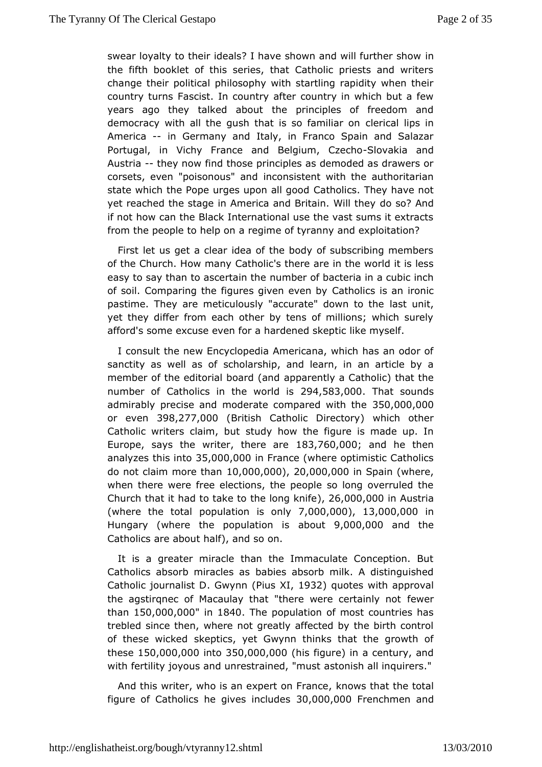swear loyalty to their ideals? I have shown and will further show in the fifth booklet of this series, that Catholic priests and writers change their political philosophy with startling rapidity when their country turns Fascist. In country after country in which but a few years ago they talked about the principles of freedom and democracy with all the gush that is so familiar on clerical lips in America -- in Germany and Italy, in Franco Spain and Salazar Portugal, in Vichy France and Belgium, Czecho-Slovakia and Austria -- they now find those principles as demoded as drawers or corsets, even "poisonous" and inconsistent with the authoritarian state which the Pope urges upon all good Catholics. They have not yet reached the stage in America and Britain. Will they do so? And if not how can the Black International use the vast sums it extracts from the people to help on a regime of tyranny and exploitation?

First let us get a clear idea of the body of subscribing members of the Church. How many Catholic's there are in the world it is less easy to say than to ascertain the number of bacteria in a cubic inch of soil. Comparing the figures given even by Catholics is an ironic pastime. They are meticulously "accurate" down to the last unit, yet they differ from each other by tens of millions; which surely afford's some excuse even for a hardened skeptic like myself.

I consult the new Encyclopedia Americana, which has an odor of sanctity as well as of scholarship, and learn, in an article by a member of the editorial board (and apparently a Catholic) that the number of Catholics in the world is 294,583,000. That sounds admirably precise and moderate compared with the 350,000,000 or even 398,277,000 (British Catholic Directory) which other Catholic writers claim, but study how the figure is made up. In Europe, says the writer, there are 183,760,000; and he then analyzes this into 35,000,000 in France (where optimistic Catholics do not claim more than 10,000,000), 20,000,000 in Spain (where, when there were free elections, the people so long overruled the Church that it had to take to the long knife), 26,000,000 in Austria (where the total population is only 7,000,000), 13,000,000 in Hungary (where the population is about 9,000,000 and the Catholics are about half), and so on.

It is a greater miracle than the Immaculate Conception. But Catholics absorb miracles as babies absorb milk. A distinguished Catholic journalist D. Gwynn (Pius XI, 1932) quotes with approval the agstirqnec of Macaulay that "there were certainly not fewer than 150,000,000" in 1840. The population of most countries has trebled since then, where not greatly affected by the birth control of these wicked skeptics, yet Gwynn thinks that the growth of these 150,000,000 into 350,000,000 (his figure) in a century, and with fertility joyous and unrestrained, "must astonish all inquirers."

And this writer, who is an expert on France, knows that the total figure of Catholics he gives includes 30,000,000 Frenchmen and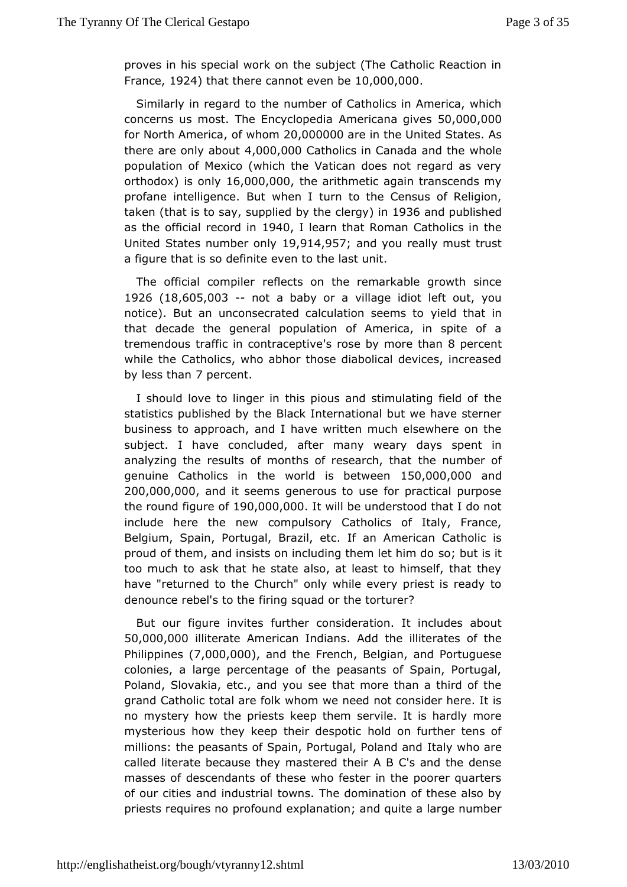proves in his special work on the subject (The Catholic Reaction in France, 1924) that there cannot even be 10,000,000.

Similarly in regard to the number of Catholics in America, which concerns us most. The Encyclopedia Americana gives 50,000,000 for North America, of whom 20,000000 are in the United States. As there are only about 4,000,000 Catholics in Canada and the whole population of Mexico (which the Vatican does not regard as very orthodox) is only 16,000,000, the arithmetic again transcends my profane intelligence. But when I turn to the Census of Religion, taken (that is to say, supplied by the clergy) in 1936 and published as the official record in 1940, I learn that Roman Catholics in the United States number only 19,914,957; and you really must trust a figure that is so definite even to the last unit.

The official compiler reflects on the remarkable growth since 1926 (18,605,003 -- not a baby or a village idiot left out, you notice). But an unconsecrated calculation seems to yield that in that decade the general population of America, in spite of a tremendous traffic in contraceptive's rose by more than 8 percent while the Catholics, who abhor those diabolical devices, increased by less than 7 percent.

I should love to linger in this pious and stimulating field of the statistics published by the Black International but we have sterner business to approach, and I have written much elsewhere on the subject. I have concluded, after many weary days spent in analyzing the results of months of research, that the number of genuine Catholics in the world is between 150,000,000 and 200,000,000, and it seems generous to use for practical purpose the round figure of 190,000,000. It will be understood that I do not include here the new compulsory Catholics of Italy, France, Belgium, Spain, Portugal, Brazil, etc. If an American Catholic is proud of them, and insists on including them let him do so; but is it too much to ask that he state also, at least to himself, that they have "returned to the Church" only while every priest is ready to denounce rebel's to the firing squad or the torturer?

But our figure invites further consideration. It includes about 50,000,000 illiterate American Indians. Add the illiterates of the Philippines (7,000,000), and the French, Belgian, and Portuguese colonies, a large percentage of the peasants of Spain, Portugal, Poland, Slovakia, etc., and you see that more than a third of the grand Catholic total are folk whom we need not consider here. It is no mystery how the priests keep them servile. It is hardly more mysterious how they keep their despotic hold on further tens of millions: the peasants of Spain, Portugal, Poland and Italy who are called literate because they mastered their A B C's and the dense masses of descendants of these who fester in the poorer quarters of our cities and industrial towns. The domination of these also by priests requires no profound explanation; and quite a large number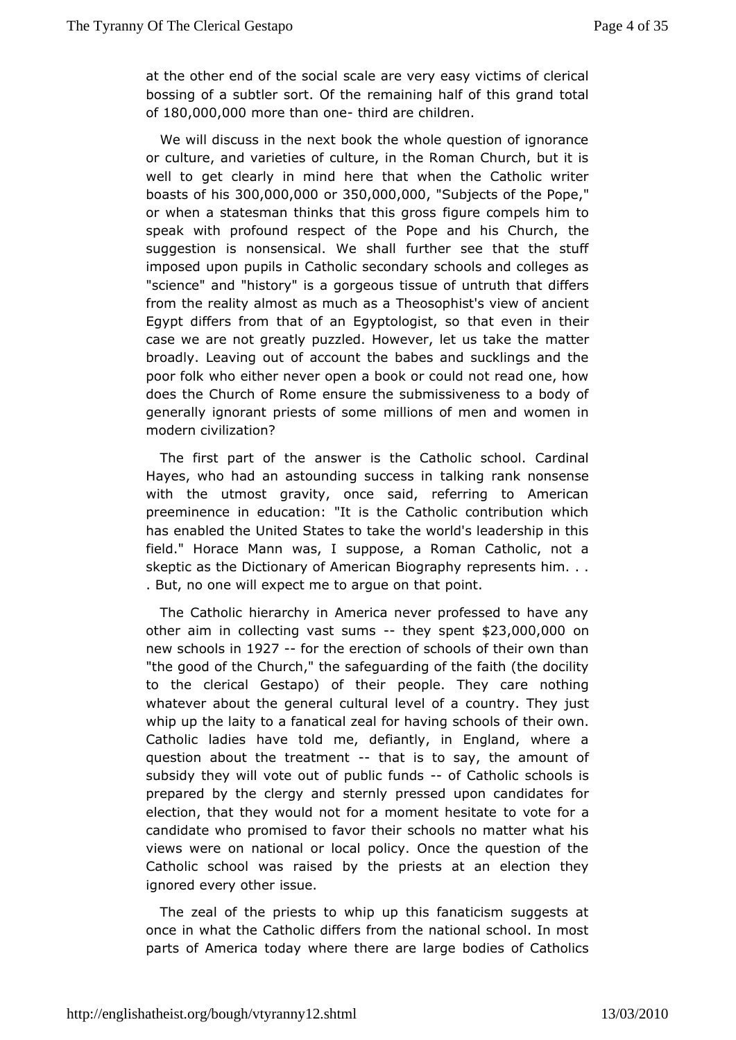at the other end of the social scale are very easy victims of clerical bossing of a subtler sort. Of the remaining half of this grand total of 180,000,000 more than one-third are children.

We will discuss in the next book the whole question of ignorance or culture, and varieties of culture, in the Roman Church, but it is well to get clearly in mind here that when the Catholic writer boasts of his 300,000,000 or 350,000,000, "Subjects of the Pope," or when a statesman thinks that this gross figure compels him to speak with profound respect of the Pope and his Church, the suggestion is nonsensical. We shall further see that the stuff imposed upon pupils in Catholic secondary schools and colleges as "science" and "history" is a gorgeous tissue of untruth that differs from the reality almost as much as a Theosophist's view of ancient Egypt differs from that of an Egyptologist, so that even in their case we are not greatly puzzled. However, let us take the matter broadly. Leaving out of account the babes and sucklings and the poor folk who either never open a book or could not read one, how does the Church of Rome ensure the submissiveness to a body of generally ignorant priests of some millions of men and women in modern civilization?

The first part of the answer is the Catholic school. Cardinal Hayes, who had an astounding success in talking rank nonsense with the utmost gravity, once said, referring to American preeminence in education: "It is the Catholic contribution which has enabled the United States to take the world's leadership in this field." Horace Mann was, I suppose, a Roman Catholic, not a skeptic as the Dictionary of American Biography represents him. . . . But, no one will expect me to argue on that point.

The Catholic hierarchy in America never professed to have any other aim in collecting vast sums -- they spent $23,000,000 on new schools in 1927 -- for the erection of schools of their own than "the good of the Church," the safeguarding of the faith (the docility to the clerical Gestapo) of their people. They care nothing whatever about the general cultural level of a country. They just whip up the laity to a fanatical zeal for having schools of their own. Catholic ladies have told me, defiantly, in England, where a question about the treatment -- that is to say, the amount of subsidy they will vote out of public funds -- of Catholic schools is prepared by the clergy and sternly pressed upon candidates for election, that they would not for a moment hesitate to vote for a candidate who promised to favor their schools no matter what his views were on national or local policy. Once the question of the Catholic school was raised by the priests at an election they ignored every other issue.

The zeal of the priests to whip up this fanaticism suggests at once in what the Catholic differs from the national school. In most parts of America today where there are large bodies of Catholics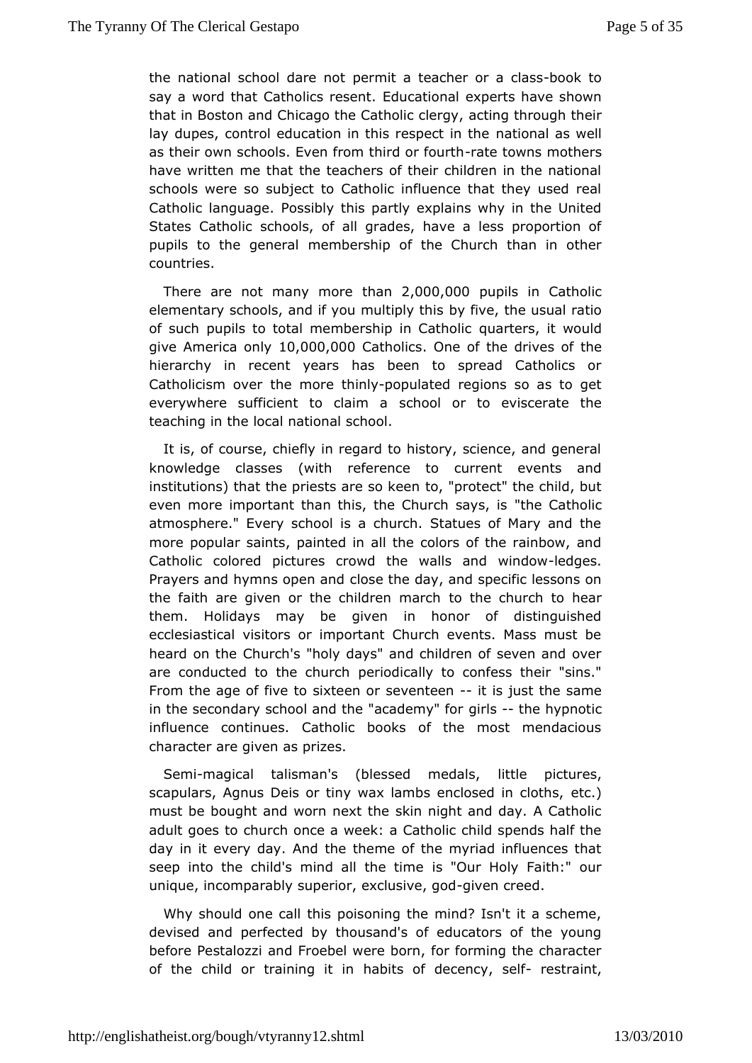the national school dare not permit a teacher or a class-book to say a word that Catholics resent. Educational experts have shown that in Boston and Chicago the Catholic clergy, acting through their lay dupes, control education in this respect in the national as well as their own schools. Even from third or fourth-rate towns mothers have written me that the teachers of their children in the national schools were so subject to Catholic influence that they used real Catholic language. Possibly this partly explains why in the United States Catholic schools, of all grades, have a less proportion of pupils to the general membership of the Church than in other countries.

There are not many more than 2,000,000 pupils in Catholic elementary schools, and if you multiply this by five, the usual ratio of such pupils to total membership in Catholic quarters, it would give America only 10,000,000 Catholics. One of the drives of the hierarchy in recent years has been to spread Catholics or Catholicism over the more thinly-populated regions so as to get everywhere sufficient to claim a school or to eviscerate the teaching in the local national school.

It is, of course, chiefly in regard to history, science, and general knowledge classes (with reference to current events and institutions) that the priests are so keen to, "protect" the child, but even more important than this, the Church says, is "the Catholic atmosphere." Every school is a church. Statues of Mary and the more popular saints, painted in all the colors of the rainbow, and Catholic colored pictures crowd the walls and window-ledges. Prayers and hymns open and close the day, and specific lessons on the faith are given or the children march to the church to hear them. Holidays may be given in honor of distinguished ecclesiastical visitors or important Church events. Mass must be heard on the Church's "holy days" and children of seven and over are conducted to the church periodically to confess their "sins." From the age of five to sixteen or seventeen -- it is just the same in the secondary school and the "academy" for girls -- the hypnotic influence continues. Catholic books of the most mendacious character are given as prizes.

Semi-magical talisman's (blessed medals, little pictures, scapulars, Agnus Deis or tiny wax lambs enclosed in cloths, etc.) must be bought and worn next the skin night and day. A Catholic adult goes to church once a week: a Catholic child spends half the day in it every day. And the theme of the myriad influences that seep into the child's mind all the time is "Our Holy Faith:" our unique, incomparably superior, exclusive, god-given creed.

Why should one call this poisoning the mind? Isn't it a scheme, devised and perfected by thousand's of educators of the young before Pestalozzi and Froebel were born, for forming the character of the child or training it in habits of decency, self- restraint,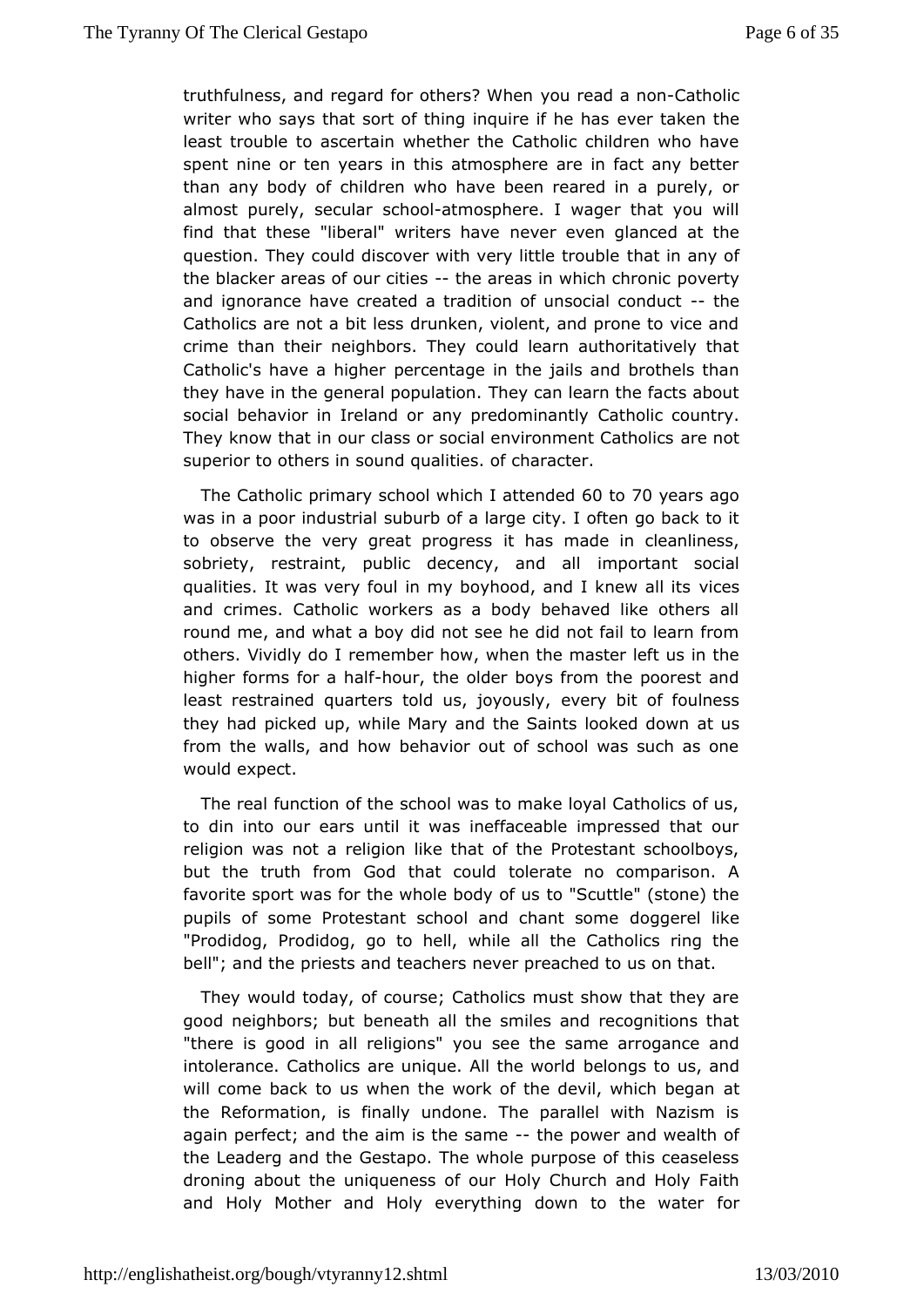truthfulness, and regard for others? When you read a non-Catholic writer who says that sort of thing inquire if he has ever taken the least trouble to ascertain whether the Catholic children who have spent nine or ten years in this atmosphere are in fact any better than any body of children who have been reared in a purely, or almost purely, secular school-atmosphere. I wager that you will find that these "liberal" writers have never even glanced at the question. They could discover with very little trouble that in any of the blacker areas of our cities -- the areas in which chronic poverty and ignorance have created a tradition of unsocial conduct -- the Catholics are not a bit less drunken, violent, and prone to vice and crime than their neighbors. They could learn authoritatively that Catholic's have a higher percentage in the jails and brothels than they have in the general population. They can learn the facts about social behavior in Ireland or any predominantly Catholic country. They know that in our class or social environment Catholics are not superior to others in sound qualities. of character.

The Catholic primary school which I attended 60 to 70 years ago was in a poor industrial suburb of a large city. I often go back to it to observe the very great progress it has made in cleanliness, sobriety, restraint, public decency, and all important social qualities. It was very foul in my boyhood, and I knew all its vices and crimes. Catholic workers as a body behaved like others all round me, and what a boy did not see he did not fail to learn from others. Vividly do I remember how, when the master left us in the higher forms for a half-hour, the older boys from the poorest and least restrained quarters told us, joyously, every bit of foulness they had picked up, while Mary and the Saints looked down at us from the walls, and how behavior out of school was such as one would expect.

The real function of the school was to make loyal Catholics of us, to din into our ears until it was ineffaceable impressed that our religion was not a religion like that of the Protestant schoolboys, but the truth from God that could tolerate no comparison. A favorite sport was for the whole body of us to "Scuttle" (stone) the pupils of some Protestant school and chant some doggerel like "Prodidog, Prodidog, go to hell, while all the Catholics ring the bell"; and the priests and teachers never preached to us on that.

They would today, of course; Catholics must show that they are good neighbors; but beneath all the smiles and recognitions that "there is good in all religions" you see the same arrogance and intolerance. Catholics are unique. All the world belongs to us, and will come back to us when the work of the devil, which began at the Reformation, is finally undone. The parallel with Nazism is again perfect; and the aim is the same -- the power and wealth of the Leaderg and the Gestapo. The whole purpose of this ceaseless droning about the uniqueness of our Holy Church and Holy Faith and Holy Mother and Holy everything down to the water for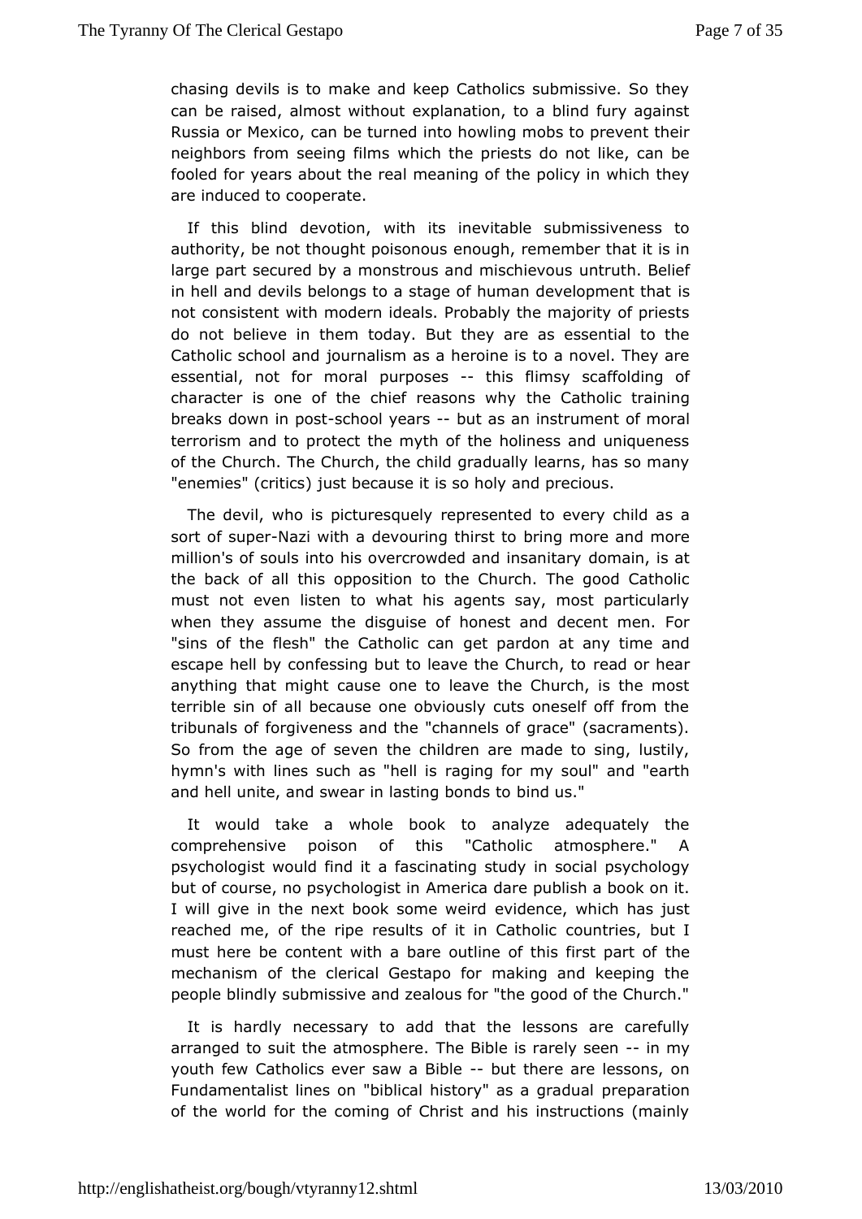chasing devils is to make and keep Catholics submissive. So they can be raised, almost without explanation, to a blind fury against Russia or Mexico, can be turned into howling mobs to prevent their neighbors from seeing films which the priests do not like, can be fooled for years about the real meaning of the policy in which they are induced to cooperate.

If this blind devotion, with its inevitable submissiveness to authority, be not thought poisonous enough, remember that it is in large part secured by a monstrous and mischievous untruth. Belief in hell and devils belongs to a stage of human development that is not consistent with modern ideals. Probably the majority of priests do not believe in them today. But they are as essential to the Catholic school and journalism as a heroine is to a novel. They are essential, not for moral purposes -- this flimsy scaffolding of character is one of the chief reasons why the Catholic training breaks down in post-school years -- but as an instrument of moral terrorism and to protect the myth of the holiness and uniqueness of the Church. The Church, the child gradually learns, has so many "enemies" (critics) just because it is so holy and precious.

The devil, who is picturesquely represented to every child as a sort of super-Nazi with a devouring thirst to bring more and more million's of souls into his overcrowded and insanitary domain, is at the back of all this opposition to the Church. The good Catholic must not even listen to what his agents say, most particularly when they assume the disguise of honest and decent men. For "sins of the flesh" the Catholic can get pardon at any time and escape hell by confessing but to leave the Church, to read or hear anything that might cause one to leave the Church, is the most terrible sin of all because one obviously cuts oneself off from the tribunals of forgiveness and the "channels of grace" (sacraments). So from the age of seven the children are made to sing, lustily, hymn's with lines such as "hell is raging for my soul" and "earth and hell unite, and swear in lasting bonds to bind us."

It would take a whole book to analyze adequately the comprehensive poison of this "Catholic atmosphere." A psychologist would find it a fascinating study in social psychology but of course, no psychologist in America dare publish a book on it. I will give in the next book some weird evidence, which has just reached me, of the ripe results of it in Catholic countries, but I must here be content with a bare outline of this first part of the mechanism of the clerical Gestapo for making and keeping the people blindly submissive and zealous for "the good of the Church."

It is hardly necessary to add that the lessons are carefully arranged to suit the atmosphere. The Bible is rarely seen -- in my youth few Catholics ever saw a Bible -- but there are lessons, on Fundamentalist lines on "biblical history" as a gradual preparation of the world for the coming of Christ and his instructions (mainly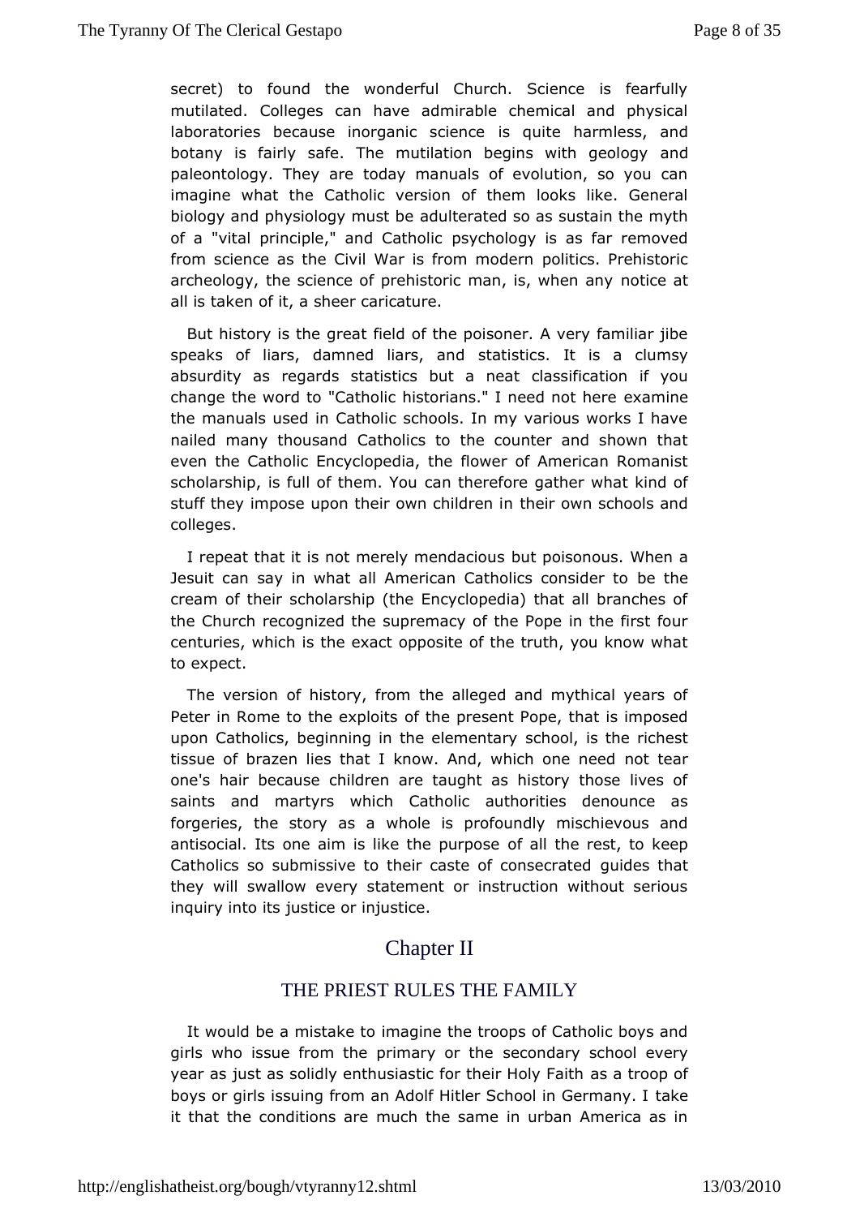secret) to found the wonderful Church. Science is fearfully mutilated. Colleges can have admirable chemical and physical laboratories because inorganic science is quite harmless, and botany is fairly safe. The mutilation begins with geology and paleontology. They are today manuals of evolution, so you can imagine what the Catholic version of them looks like. General biology and physiology must be adulterated so as sustain the myth of a "vital principle," and Catholic psychology is as far removed from science as the Civil War is from modern politics. Prehistoric archeology, the science of prehistoric man, is, when any notice at all is taken of it, a sheer caricature.

But history is the great field of the poisoner. A very familiar jibe speaks of liars, damned liars, and statistics. It is a clumsy absurdity as regards statistics but a neat classification if you change the word to "Catholic historians." I need not here examine the manuals used in Catholic schools. In my various works I have nailed many thousand Catholics to the counter and shown that even the Catholic Encyclopedia, the flower of American Romanist scholarship, is full of them. You can therefore gather what kind of stuff they impose upon their own children in their own schools and colleges.

I repeat that it is not merely mendacious but poisonous. When a Jesuit can say in what all American Catholics consider to be the cream of their scholarship (the Encyclopedia) that all branches of the Church recognized the supremacy of the Pope in the first four centuries, which is the exact opposite of the truth, you know what to expect.

The version of history, from the alleged and mythical years of Peter in Rome to the exploits of the present Pope, that is imposed upon Catholics, beginning in the elementary school, is the richest tissue of brazen lies that I know. And, which one need not tear one's hair because children are taught as history those lives of saints and martyrs which Catholic authorities denounce as forgeries, the story as a whole is profoundly mischievous and antisocial. Its one aim is like the purpose of all the rest, to keep Catholics so submissive to their caste of consecrated guides that they will swallow every statement or instruction without serious inquiry into its justice or injustice.

## Chapter II

### THE PRIEST RULES THE FAMILY

It would be a mistake to imagine the troops of Catholic boys and girls who issue from the primary or the secondary school every year as just as solidly enthusiastic for their Holy Faith as a troop of boys or girls issuing from an Adolf Hitler School in Germany. I take it that the conditions are much the same in urban America as in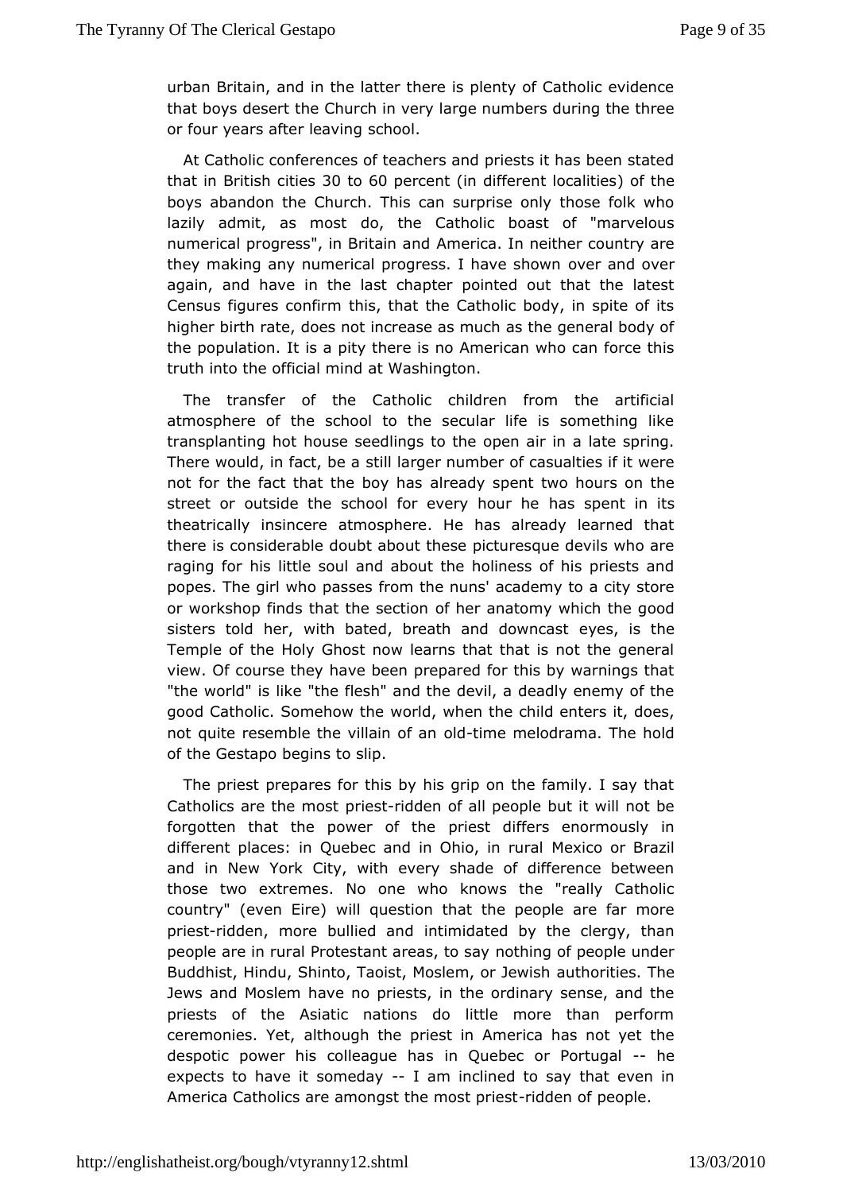urban Britain, and in the latter there is plenty of Catholic evidence that boys desert the Church in very large numbers during the three or four years after leaving school.

At Catholic conferences of teachers and priests it has been stated that in British cities 30 to 60 percent (in different localities) of the boys abandon the Church. This can surprise only those folk who lazily admit, as most do, the Catholic boast of "marvelous numerical progress", in Britain and America. In neither country are they making any numerical progress. I have shown over and over again, and have in the last chapter pointed out that the latest Census figures confirm this, that the Catholic body, in spite of its higher birth rate, does not increase as much as the general body of the population. It is a pity there is no American who can force this truth into the official mind at Washington.

The transfer of the Catholic children from the artificial atmosphere of the school to the secular life is something like transplanting hot house seedlings to the open air in a late spring. There would, in fact, be a still larger number of casualties if it were not for the fact that the boy has already spent two hours on the street or outside the school for every hour he has spent in its theatrically insincere atmosphere. He has already learned that there is considerable doubt about these picturesque devils who are raging for his little soul and about the holiness of his priests and popes. The girl who passes from the nuns' academy to a city store or workshop finds that the section of her anatomy which the good sisters told her, with bated, breath and downcast eyes, is the Temple of the Holy Ghost now learns that that is not the general view. Of course they have been prepared for this by warnings that "the world" is like "the flesh" and the devil, a deadly enemy of the good Catholic. Somehow the world, when the child enters it, does, not quite resemble the villain of an old-time melodrama. The hold of the Gestapo begins to slip.

The priest prepares for this by his grip on the family. I say that Catholics are the most priest-ridden of all people but it will not be forgotten that the power of the priest differs enormously in different places: in Quebec and in Ohio, in rural Mexico or Brazil and in New York City, with every shade of difference between those two extremes. No one who knows the "really Catholic country" (even Eire) will question that the people are far more priest-ridden, more bullied and intimidated by the clergy, than people are in rural Protestant areas, to say nothing of people under Buddhist, Hindu, Shinto, Taoist, Moslem, or Jewish authorities. The Jews and Moslem have no priests, in the ordinary sense, and the priests of the Asiatic nations do little more than perform ceremonies. Yet, although the priest in America has not yet the despotic power his colleague has in Quebec or Portugal -- he expects to have it someday -- I am inclined to say that even in America Catholics are amongst the most priest-ridden of people.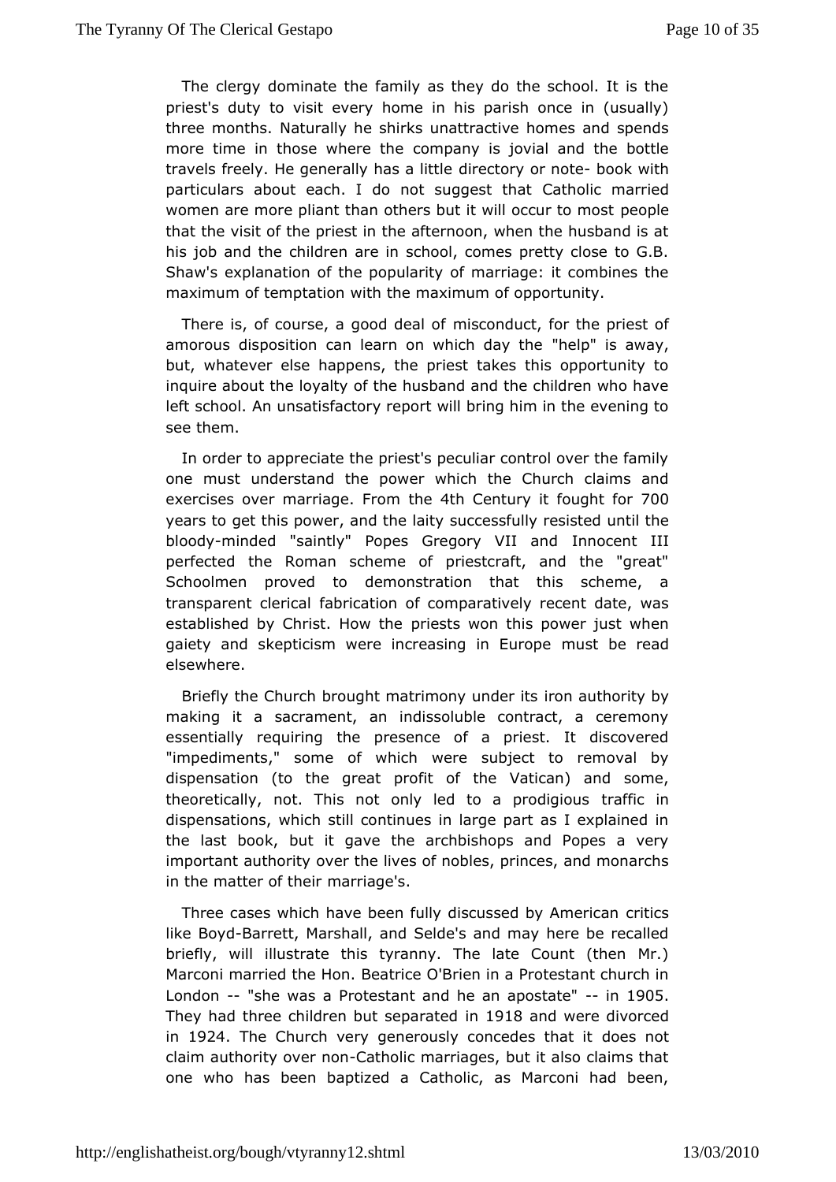The clergy dominate the family as they do the school. It is the priest's duty to visit every home in his parish once in (usually) three months. Naturally he shirks unattractive homes and spends more time in those where the company is jovial and the bottle travels freely. He generally has a little directory or note- book with particulars about each. I do not suggest that Catholic married women are more pliant than others but it will occur to most people that the visit of the priest in the afternoon, when the husband is at his job and the children are in school, comes pretty close to G.B. Shaw's explanation of the popularity of marriage: it combines the maximum of temptation with the maximum of opportunity.

There is, of course, a good deal of misconduct, for the priest of amorous disposition can learn on which day the "help" is away, but, whatever else happens, the priest takes this opportunity to inquire about the loyalty of the husband and the children who have left school. An unsatisfactory report will bring him in the evening to see them.

In order to appreciate the priest's peculiar control over the family one must understand the power which the Church claims and exercises over marriage. From the 4th Century it fought for 700 years to get this power, and the laity successfully resisted until the bloody-minded "saintly" Popes Gregory VII and Innocent III perfected the Roman scheme of priestcraft, and the "great" Schoolmen proved to demonstration that this scheme, a transparent clerical fabrication of comparatively recent date, was established by Christ. How the priests won this power just when gaiety and skepticism were increasing in Europe must be read elsewhere.

Briefly the Church brought matrimony under its iron authority by making it a sacrament, an indissoluble contract, a ceremony essentially requiring the presence of a priest. It discovered "impediments," some of which were subject to removal by dispensation (to the great profit of the Vatican) and some, theoretically, not. This not only led to a prodigious traffic in dispensations, which still continues in large part as I explained in the last book, but it gave the archbishops and Popes a very important authority over the lives of nobles, princes, and monarchs in the matter of their marriage's.

Three cases which have been fully discussed by American critics like Boyd-Barrett, Marshall, and Selde's and may here be recalled briefly, will illustrate this tyranny. The late Count (then Mr.) Marconi married the Hon. Beatrice O'Brien in a Protestant church in London -- "she was a Protestant and he an apostate" -- in 1905. They had three children but separated in 1918 and were divorced in 1924. The Church very generously concedes that it does not claim authority over non-Catholic marriages, but it also claims that one who has been baptized a Catholic, as Marconi had been,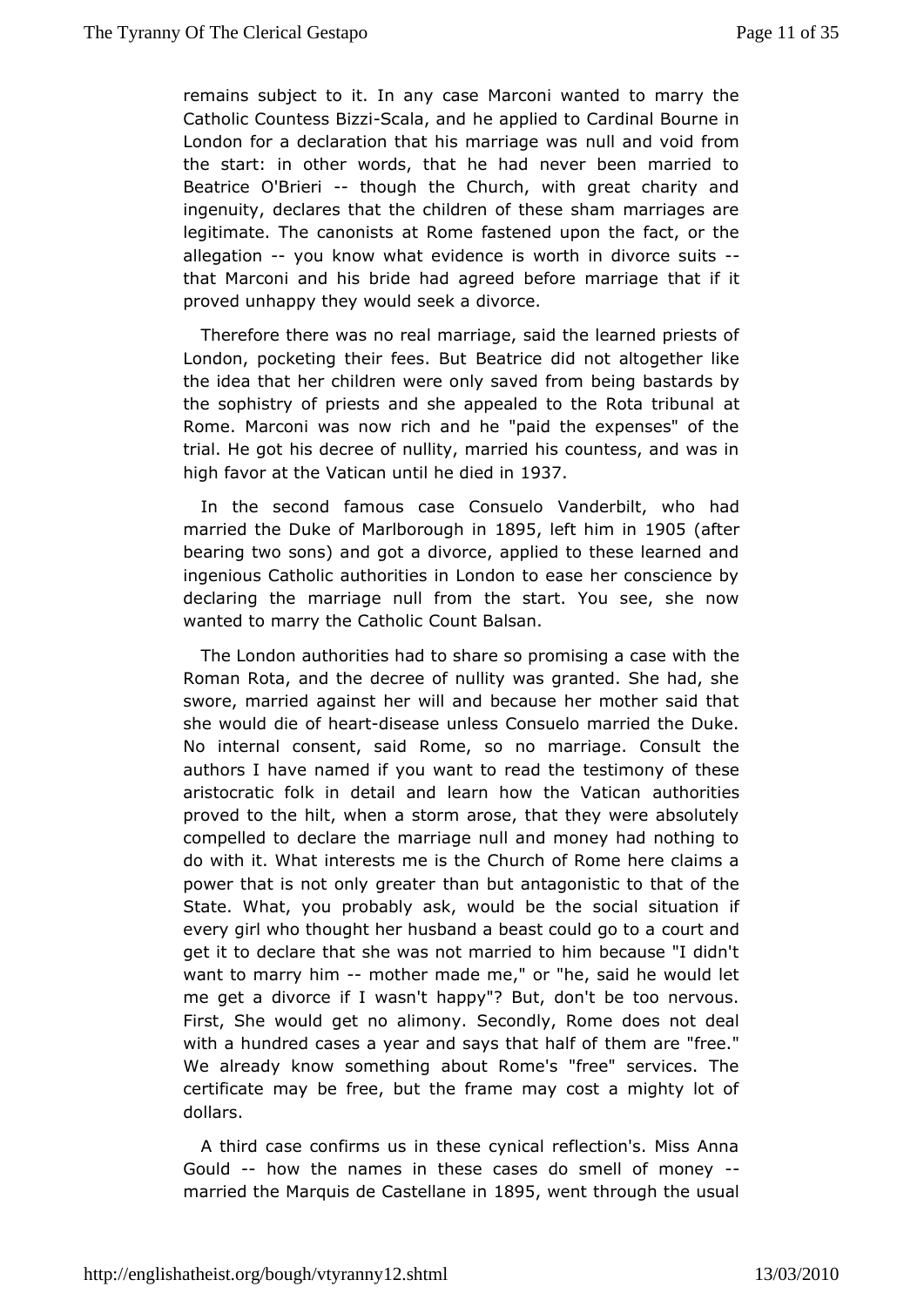remains subject to it. In any case Marconi wanted to marry the Catholic Countess Bizzi-Scala, and he applied to Cardinal Bourne in London for a declaration that his marriage was null and void from the start: in other words, that he had never been married to Beatrice O'Brieri -- though the Church, with great charity and ingenuity, declares that the children of these sham marriages are legitimate. The canonists at Rome fastened upon the fact, or the allegation -- you know what evidence is worth in divorce suits -- that Marconi and his bride had agreed before marriage that if it proved unhappy they would seek a divorce.

Therefore there was no real marriage, said the learned priests of London, pocketing their fees. But Beatrice did not altogether like the idea that her children were only saved from being bastards by the sophistry of priests and she appealed to the Rota tribunal at Rome. Marconi was now rich and he "paid the expenses" of the trial. He got his decree of nullity, married his countess, and was in high favor at the Vatican until he died in 1937.

In the second famous case Consuelo Vanderbilt, who had married the Duke of Marlborough in 1895, left him in 1905 (after bearing two sons) and got a divorce, applied to these learned and ingenious Catholic authorities in London to ease her conscience by declaring the marriage null from the start. You see, she now wanted to marry the Catholic Count Balsan.

The London authorities had to share so promising a case with the Roman Rota, and the decree of nullity was granted. She had, she swore, married against her will and because her mother said that she would die of heart-disease unless Consuelo married the Duke. No internal consent, said Rome, so no marriage. Consult the authors I have named if you want to read the testimony of these aristocratic folk in detail and learn how the Vatican authorities proved to the hilt, when a storm arose, that they were absolutely compelled to declare the marriage null and money had nothing to do with it. What interests me is the Church of Rome here claims a power that is not only greater than but antagonistic to that of the State. What, you probably ask, would be the social situation if every girl who thought her husband a beast could go to a court and get it to declare that she was not married to him because "I didn't want to marry him -- mother made me," or "he, said he would let me get a divorce if I wasn't happy"? But, don't be too nervous. First, She would get no alimony. Secondly, Rome does not deal with a hundred cases a year and says that half of them are "free." We already know something about Rome's "free" services. The certificate may be free, but the frame may cost a mighty lot of dollars.

A third case confirms us in these cynical reflection's. Miss Anna Gould -- how the names in these cases do smell of money -- married the Marquis de Castellane in 1895, went through the usual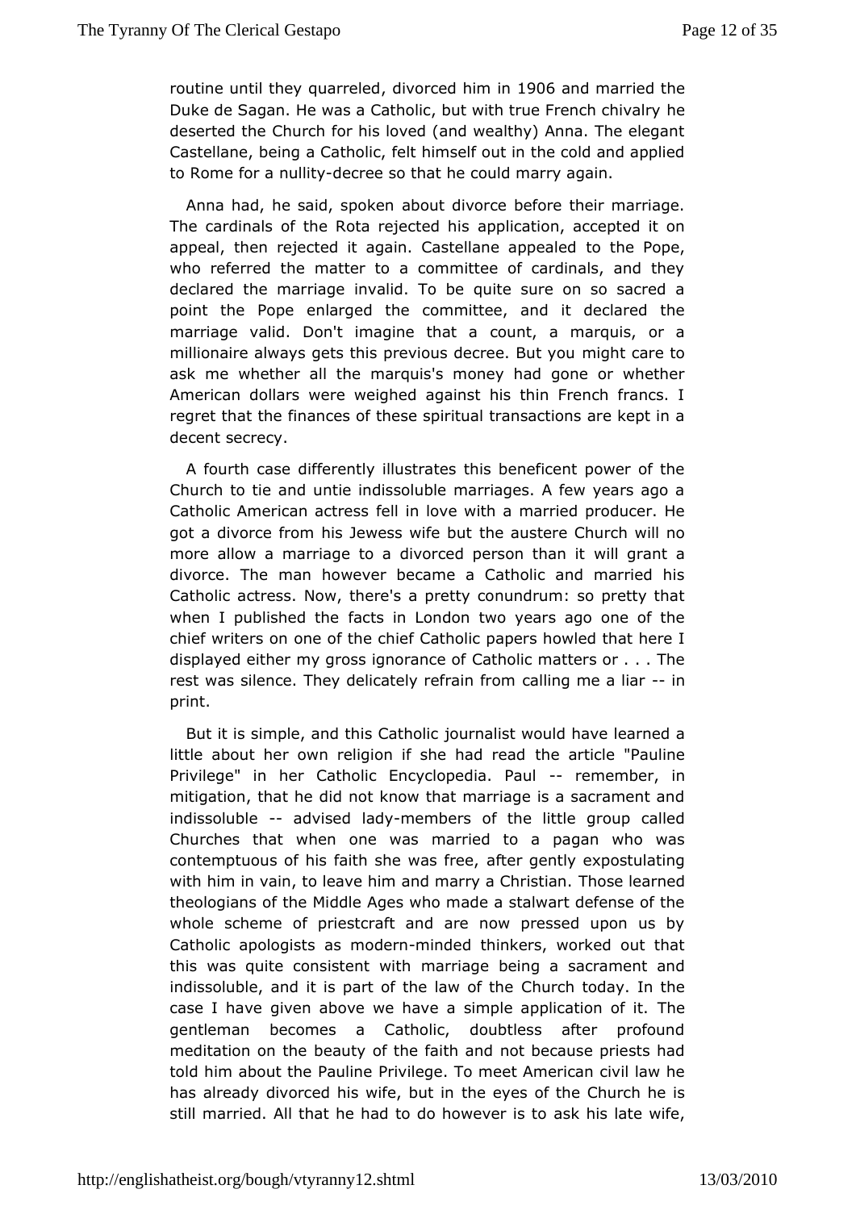routine until they quarreled, divorced him in 1906 and married the Duke de Sagan. He was a Catholic, but with true French chivalry he deserted the Church for his loved (and wealthy) Anna. The elegant Castellane, being a Catholic, felt himself out in the cold and applied to Rome for a nullity-decree so that he could marry again.

Anna had, he said, spoken about divorce before their marriage. The cardinals of the Rota rejected his application, accepted it on appeal, then rejected it again. Castellane appealed to the Pope, who referred the matter to a committee of cardinals, and they declared the marriage invalid. To be quite sure on so sacred a point the Pope enlarged the committee, and it declared the marriage valid. Don't imagine that a count, a marquis, or a millionaire always gets this previous decree. But you might care to ask me whether all the marquis's money had gone or whether American dollars were weighed against his thin French francs. I regret that the finances of these spiritual transactions are kept in a decent secrecy.

A fourth case differently illustrates this beneficent power of the Church to tie and untie indissoluble marriages. A few years ago a Catholic American actress fell in love with a married producer. He got a divorce from his Jewess wife but the austere Church will no more allow a marriage to a divorced person than it will grant a divorce. The man however became a Catholic and married his Catholic actress. Now, there's a pretty conundrum: so pretty that when I published the facts in London two years ago one of the chief writers on one of the chief Catholic papers howled that here I displayed either my gross ignorance of Catholic matters or . . . The rest was silence. They delicately refrain from calling me a liar -- in print.

But it is simple, and this Catholic journalist would have learned a little about her own religion if she had read the article "Pauline Privilege" in her Catholic Encyclopedia. Paul -- remember, in mitigation, that he did not know that marriage is a sacrament and indissoluble -- advised lady-members of the little group called Churches that when one was married to a pagan who was contemptuous of his faith she was free, after gently expostulating with him in vain, to leave him and marry a Christian. Those learned theologians of the Middle Ages who made a stalwart defense of the whole scheme of priestcraft and are now pressed upon us by Catholic apologists as modern-minded thinkers, worked out that this was quite consistent with marriage being a sacrament and indissoluble, and it is part of the law of the Church today. In the case I have given above we have a simple application of it. The gentleman becomes a Catholic, doubtless after profound meditation on the beauty of the faith and not because priests had told him about the Pauline Privilege. To meet American civil law he has already divorced his wife, but in the eyes of the Church he is still married. All that he had to do however is to ask his late wife,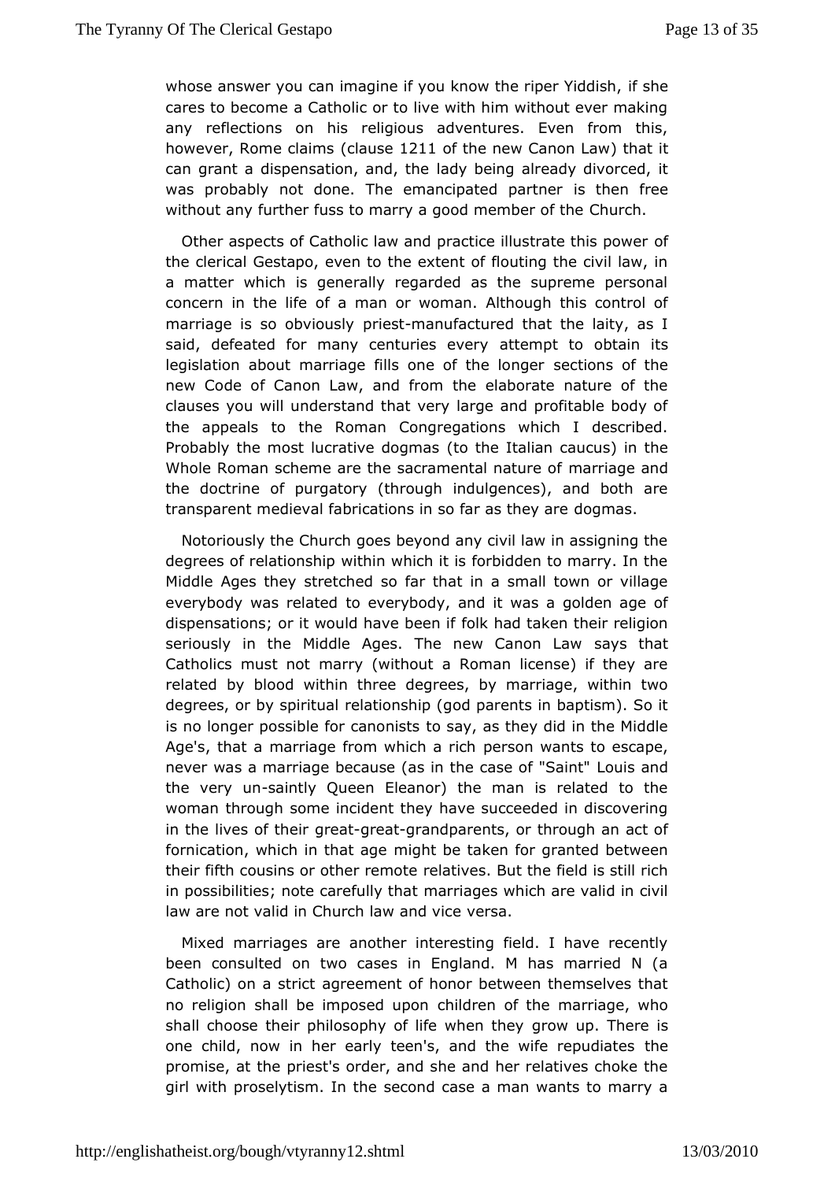whose answer you can imagine if you know the riper Yiddish, if she cares to become a Catholic or to live with him without ever making any reflections on his religious adventures. Even from this, however, Rome claims (clause 1211 of the new Canon Law) that it can grant a dispensation, and, the lady being already divorced, it was probably not done. The emancipated partner is then free without any further fuss to marry a good member of the Church.

Other aspects of Catholic law and practice illustrate this power of the clerical Gestapo, even to the extent of flouting the civil law, in a matter which is generally regarded as the supreme personal concern in the life of a man or woman. Although this control of marriage is so obviously priest-manufactured that the laity, as I said, defeated for many centuries every attempt to obtain its legislation about marriage fills one of the longer sections of the new Code of Canon Law, and from the elaborate nature of the clauses you will understand that very large and profitable body of the appeals to the Roman Congregations which I described. Probably the most lucrative dogmas (to the Italian caucus) in the Whole Roman scheme are the sacramental nature of marriage and the doctrine of purgatory (through indulgences), and both are transparent medieval fabrications in so far as they are dogmas.

Notoriously the Church goes beyond any civil law in assigning the degrees of relationship within which it is forbidden to marry. In the Middle Ages they stretched so far that in a small town or village everybody was related to everybody, and it was a golden age of dispensations; or it would have been if folk had taken their religion seriously in the Middle Ages. The new Canon Law says that Catholics must not marry (without a Roman license) if they are related by blood within three degrees, by marriage, within two degrees, or by spiritual relationship (god parents in baptism). So it is no longer possible for canonists to say, as they did in the Middle Age's, that a marriage from which a rich person wants to escape, never was a marriage because (as in the case of "Saint" Louis and the very un-saintly Queen Eleanor) the man is related to the woman through some incident they have succeeded in discovering in the lives of their great-great-grandparents, or through an act of fornication, which in that age might be taken for granted between their fifth cousins or other remote relatives. But the field is still rich in possibilities; note carefully that marriages which are valid in civil law are not valid in Church law and vice versa.

Mixed marriages are another interesting field. I have recently been consulted on two cases in England. M has married N (a Catholic) on a strict agreement of honor between themselves that no religion shall be imposed upon children of the marriage, who shall choose their philosophy of life when they grow up. There is one child, now in her early teen's, and the wife repudiates the promise, at the priest's order, and she and her relatives choke the girl with proselytism. In the second case a man wants to marry a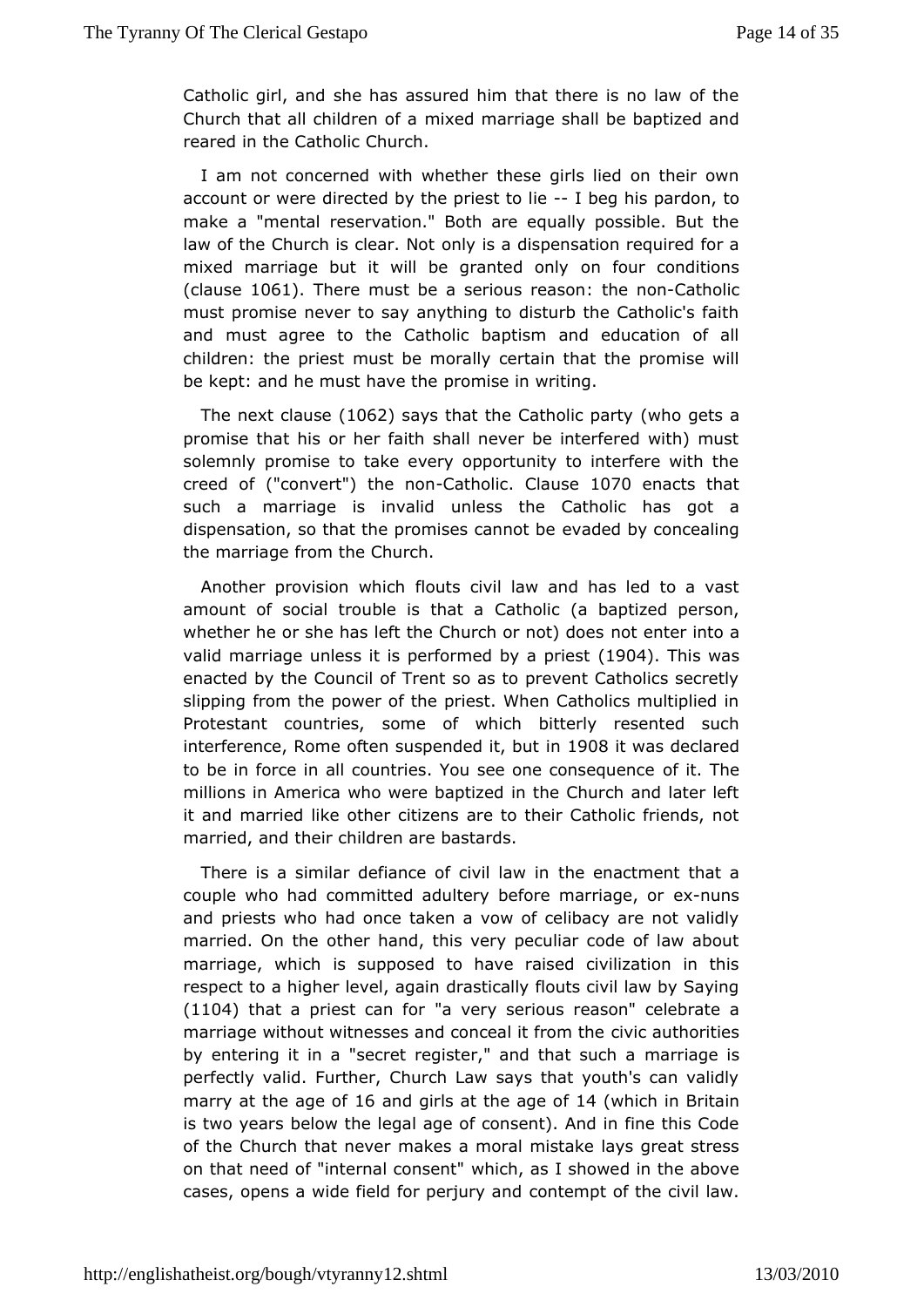Catholic girl, and she has assured him that there is no law of the Church that all children of a mixed marriage shall be baptized and reared in the Catholic Church.

I am not concerned with whether these girls lied on their own account or were directed by the priest to lie -- I beg his pardon, to make a "mental reservation." Both are equally possible. But the law of the Church is clear. Not only is a dispensation required for a mixed marriage but it will be granted only on four conditions (clause 1061). There must be a serious reason: the non-Catholic must promise never to say anything to disturb the Catholic's faith and must agree to the Catholic baptism and education of all children: the priest must be morally certain that the promise will be kept: and he must have the promise in writing.

The next clause (1062) says that the Catholic party (who gets a promise that his or her faith shall never be interfered with) must solemnly promise to take every opportunity to interfere with the creed of ("convert") the non-Catholic. Clause 1070 enacts that such a marriage is invalid unless the Catholic has got a dispensation, so that the promises cannot be evaded by concealing the marriage from the Church.

Another provision which flouts civil law and has led to a vast amount of social trouble is that a Catholic (a baptized person, whether he or she has left the Church or not) does not enter into a valid marriage unless it is performed by a priest (1904). This was enacted by the Council of Trent so as to prevent Catholics secretly slipping from the power of the priest. When Catholics multiplied in Protestant countries, some of which bitterly resented such interference, Rome often suspended it, but in 1908 it was declared to be in force in all countries. You see one consequence of it. The millions in America who were baptized in the Church and later left it and married like other citizens are to their Catholic friends, not married, and their children are bastards.

There is a similar defiance of civil law in the enactment that a couple who had committed adultery before marriage, or ex-nuns and priests who had once taken a vow of celibacy are not validly married. On the other hand, this very peculiar code of law about marriage, which is supposed to have raised civilization in this respect to a higher level, again drastically flouts civil law by Saying (1104) that a priest can for "a very serious reason" celebrate a marriage without witnesses and conceal it from the civic authorities by entering it in a "secret register," and that such a marriage is perfectly valid. Further, Church Law says that youth's can validly marry at the age of 16 and girls at the age of 14 (which in Britain is two years below the legal age of consent). And in fine this Code of the Church that never makes a moral mistake lays great stress on that need of "internal consent" which, as I showed in the above cases, opens a wide field for perjury and contempt of the civil law.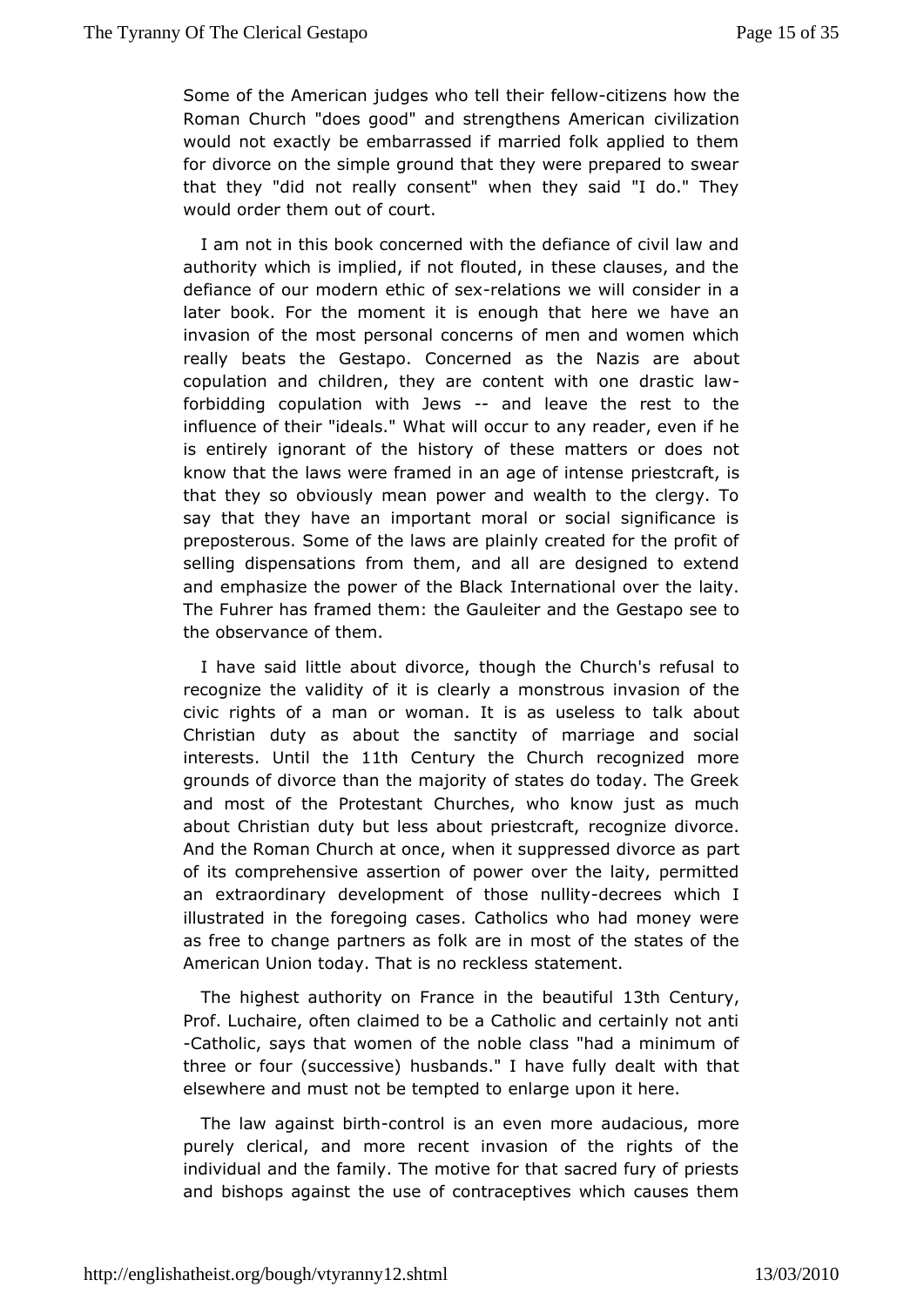Some of the American judges who tell their fellow-citizens how the Roman Church "does good" and strengthens American civilization would not exactly be embarrassed if married folk applied to them for divorce on the simple ground that they were prepared to swear that they "did not really consent" when they said "I do." They would order them out of court.

I am not in this book concerned with the defiance of civil law and authority which is implied, if not flouted, in these clauses, and the defiance of our modern ethic of sex-relations we will consider in a later book. For the moment it is enough that here we have an invasion of the most personal concerns of men and women which really beats the Gestapo. Concerned as the Nazis are about copulation and children, they are content with one drastic law-forbidding copulation with Jews -- and leave the rest to the influence of their "ideals." What will occur to any reader, even if he is entirely ignorant of the history of these matters or does not know that the laws were framed in an age of intense priestcraft, is that they so obviously mean power and wealth to the clergy. To say that they have an important moral or social significance is preposterous. Some of the laws are plainly created for the profit of selling dispensations from them, and all are designed to extend and emphasize the power of the Black International over the laity. The Fuhrer has framed them: the Gauleiter and the Gestapo see to the observance of them.

I have said little about divorce, though the Church's refusal to recognize the validity of it is clearly a monstrous invasion of the civic rights of a man or woman. It is as useless to talk about Christian duty as about the sanctity of marriage and social interests. Until the 11th Century the Church recognized more grounds of divorce than the majority of states do today. The Greek and most of the Protestant Churches, who know just as much about Christian duty but less about priestcraft, recognize divorce. And the Roman Church at once, when it suppressed divorce as part of its comprehensive assertion of power over the laity, permitted an extraordinary development of those nullity-decrees which I illustrated in the foregoing cases. Catholics who had money were as free to change partners as folk are in most of the states of the American Union today. That is no reckless statement.

The highest authority on France in the beautiful 13th Century, Prof. Luchaire, often claimed to be a Catholic and certainly not anti-Catholic, says that women of the noble class "had a minimum of three or four (successive) husbands." I have fully dealt with that elsewhere and must not be tempted to enlarge upon it here.

The law against birth-control is an even more audacious, more purely clerical, and more recent invasion of the rights of the individual and the family. The motive for that sacred fury of priests and bishops against the use of contraceptives which causes them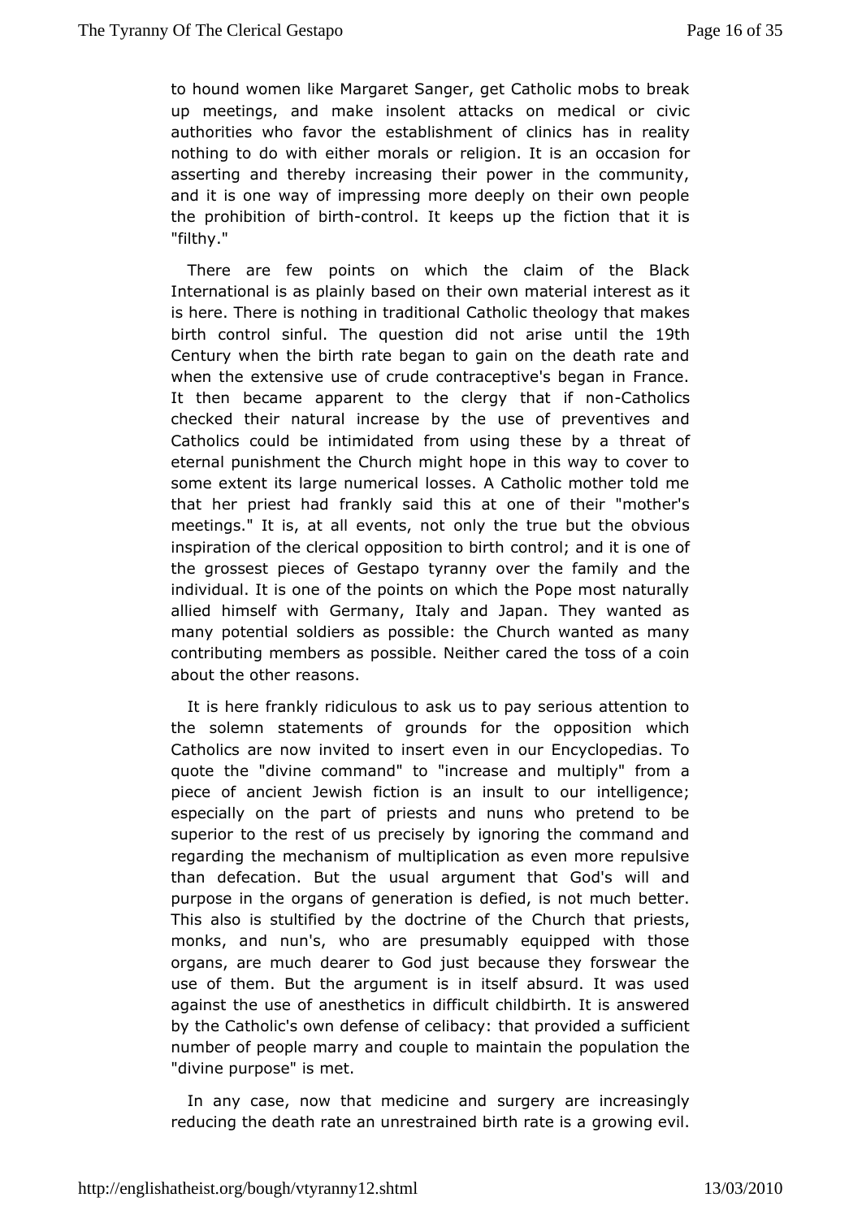to hound women like Margaret Sanger, get Catholic mobs to break up meetings, and make insolent attacks on medical or civic authorities who favor the establishment of clinics has in reality nothing to do with either morals or religion. It is an occasion for asserting and thereby increasing their power in the community, and it is one way of impressing more deeply on their own people the prohibition of birth-control. It keeps up the fiction that it is "filthy."

There are few points on which the claim of the Black International is as plainly based on their own material interest as it is here. There is nothing in traditional Catholic theology that makes birth control sinful. The question did not arise until the 19th Century when the birth rate began to gain on the death rate and when the extensive use of crude contraceptive's began in France. It then became apparent to the clergy that if non-Catholics checked their natural increase by the use of preventives and Catholics could be intimidated from using these by a threat of eternal punishment the Church might hope in this way to cover to some extent its large numerical losses. A Catholic mother told me that her priest had frankly said this at one of their "mother's meetings." It is, at all events, not only the true but the obvious inspiration of the clerical opposition to birth control; and it is one of the grossest pieces of Gestapo tyranny over the family and the individual. It is one of the points on which the Pope most naturally allied himself with Germany, Italy and Japan. They wanted as many potential soldiers as possible: the Church wanted as many contributing members as possible. Neither cared the toss of a coin about the other reasons.

It is here frankly ridiculous to ask us to pay serious attention to the solemn statements of grounds for the opposition which Catholics are now invited to insert even in our Encyclopedias. To quote the "divine command" to "increase and multiply" from a piece of ancient Jewish fiction is an insult to our intelligence; especially on the part of priests and nuns who pretend to be superior to the rest of us precisely by ignoring the command and regarding the mechanism of multiplication as even more repulsive than defecation. But the usual argument that God's will and purpose in the organs of generation is defied, is not much better. This also is stultified by the doctrine of the Church that priests, monks, and nun's, who are presumably equipped with those organs, are much dearer to God just because they forswear the use of them. But the argument is in itself absurd. It was used against the use of anesthetics in difficult childbirth. It is answered by the Catholic's own defense of celibacy: that provided a sufficient number of people marry and couple to maintain the population the "divine purpose" is met.

In any case, now that medicine and surgery are increasingly reducing the death rate an unrestrained birth rate is a growing evil.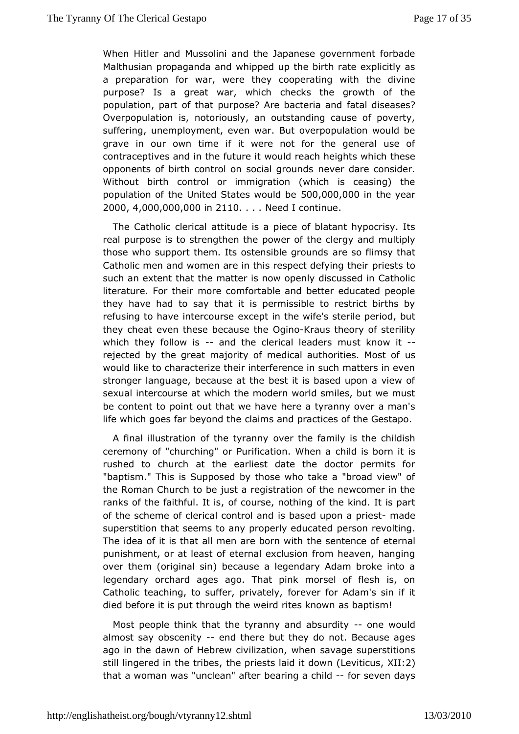When Hitler and Mussolini and the Japanese government forbade Malthusian propaganda and whipped up the birth rate explicitly as a preparation for war, were they cooperating with the divine purpose? Is a great war, which checks the growth of the population, part of that purpose? Are bacteria and fatal diseases? Overpopulation is, notoriously, an outstanding cause of poverty, suffering, unemployment, even war. But overpopulation would be grave in our own time if it were not for the general use of contraceptives and in the future it would reach heights which these opponents of birth control on social grounds never dare consider. Without birth control or immigration (which is ceasing) the population of the United States would be 500,000,000 in the year 2000, 4,000,000,000 in 2110. . . . Need I continue.

The Catholic clerical attitude is a piece of blatant hypocrisy. Its real purpose is to strengthen the power of the clergy and multiply those who support them. Its ostensible grounds are so flimsy that Catholic men and women are in this respect defying their priests to such an extent that the matter is now openly discussed in Catholic literature. For their more comfortable and better educated people they have had to say that it is permissible to restrict births by refusing to have intercourse except in the wife's sterile period, but they cheat even these because the Ogino-Kraus theory of sterility which they follow is -- and the clerical leaders must know it -- rejected by the great majority of medical authorities. Most of us would like to characterize their interference in such matters in even stronger language, because at the best it is based upon a view of sexual intercourse at which the modern world smiles, but we must be content to point out that we have here a tyranny over a man's life which goes far beyond the claims and practices of the Gestapo.

A final illustration of the tyranny over the family is the childish ceremony of "churching" or Purification. When a child is born it is rushed to church at the earliest date the doctor permits for "baptism." This is Supposed by those who take a "broad view" of the Roman Church to be just a registration of the newcomer in the ranks of the faithful. It is, of course, nothing of the kind. It is part of the scheme of clerical control and is based upon a priest- made superstition that seems to any properly educated person revolting. The idea of it is that all men are born with the sentence of eternal punishment, or at least of eternal exclusion from heaven, hanging over them (original sin) because a legendary Adam broke into a legendary orchard ages ago. That pink morsel of flesh is, on Catholic teaching, to suffer, privately, forever for Adam's sin if it died before it is put through the weird rites known as baptism!

Most people think that the tyranny and absurdity -- one would almost say obscenity -- end there but they do not. Because ages ago in the dawn of Hebrew civilization, when savage superstitions still lingered in the tribes, the priests laid it down (Leviticus, XII:2) that a woman was "unclean" after bearing a child -- for seven days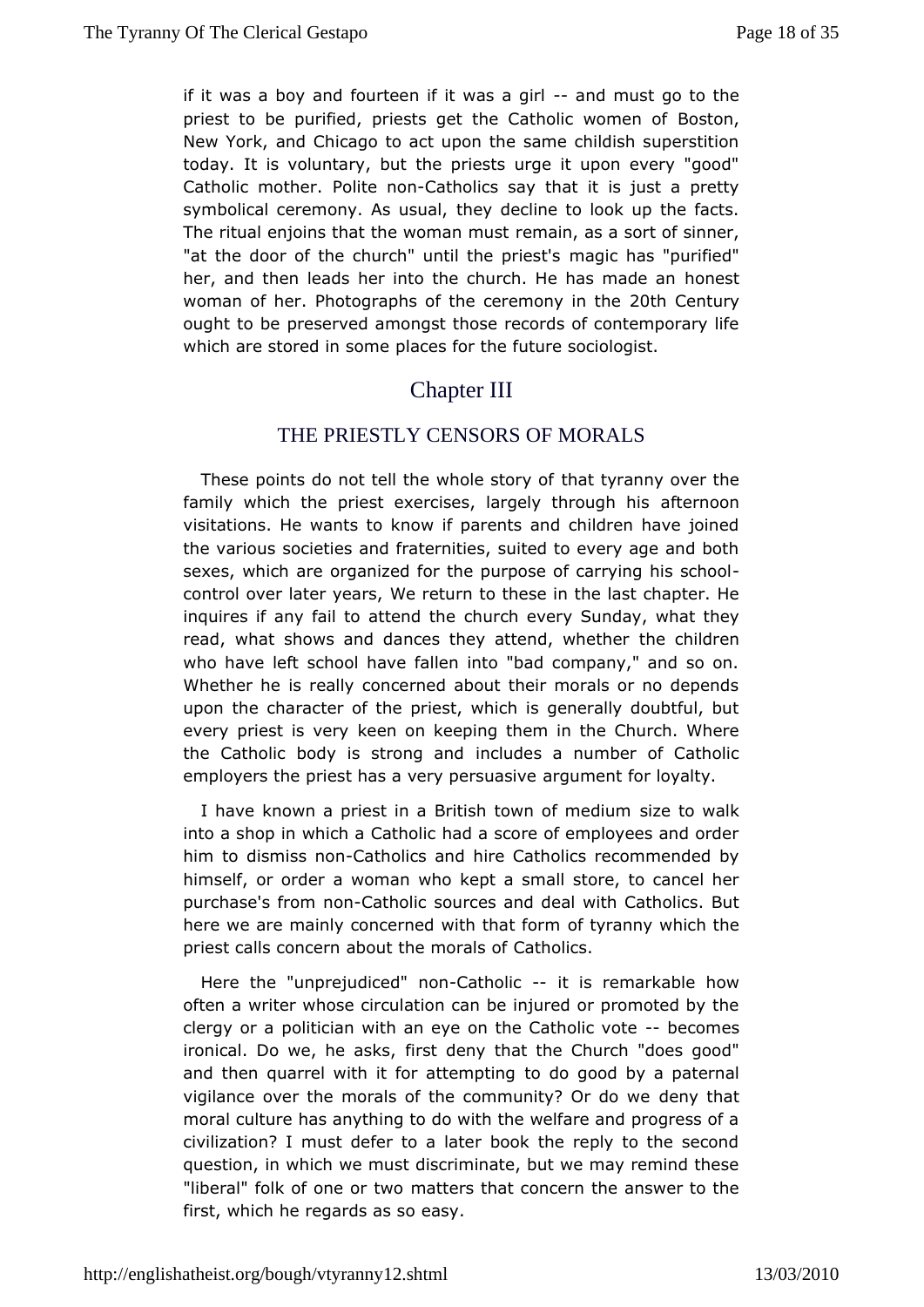if it was a boy and fourteen if it was a girl -- and must go to the priest to be purified, priests get the Catholic women of Boston, New York, and Chicago to act upon the same childish superstition today. It is voluntary, but the priests urge it upon every "good" Catholic mother. Polite non-Catholics say that it is just a pretty symbolical ceremony. As usual, they decline to look up the facts. The ritual enjoins that the woman must remain, as a sort of sinner, "at the door of the church" until the priest's magic has "purified" her, and then leads her into the church. He has made an honest woman of her. Photographs of the ceremony in the 20th Century ought to be preserved amongst those records of contemporary life which are stored in some places for the future sociologist.

## Chapter III

### THE PRIESTLY CENSORS OF MORALS

These points do not tell the whole story of that tyranny over the family which the priest exercises, largely through his afternoon visitations. He wants to know if parents and children have joined the various societies and fraternities, suited to every age and both sexes, which are organized for the purpose of carrying his school-control over later years, We return to these in the last chapter. He inquires if any fail to attend the church every Sunday, what they read, what shows and dances they attend, whether the children who have left school have fallen into "bad company," and so on. Whether he is really concerned about their morals or no depends upon the character of the priest, which is generally doubtful, but every priest is very keen on keeping them in the Church. Where the Catholic body is strong and includes a number of Catholic employers the priest has a very persuasive argument for loyalty.

I have known a priest in a British town of medium size to walk into a shop in which a Catholic had a score of employees and order him to dismiss non-Catholics and hire Catholics recommended by himself, or order a woman who kept a small store, to cancel her purchase's from non-Catholic sources and deal with Catholics. But here we are mainly concerned with that form of tyranny which the priest calls concern about the morals of Catholics.

Here the "unprejudiced" non-Catholic -- it is remarkable how often a writer whose circulation can be injured or promoted by the clergy or a politician with an eye on the Catholic vote -- becomes ironical. Do we, he asks, first deny that the Church "does good" and then quarrel with it for attempting to do good by a paternal vigilance over the morals of the community? Or do we deny that moral culture has anything to do with the welfare and progress of a civilization? I must defer to a later book the reply to the second question, in which we must discriminate, but we may remind these "liberal" folk of one or two matters that concern the answer to the first, which he regards as so easy.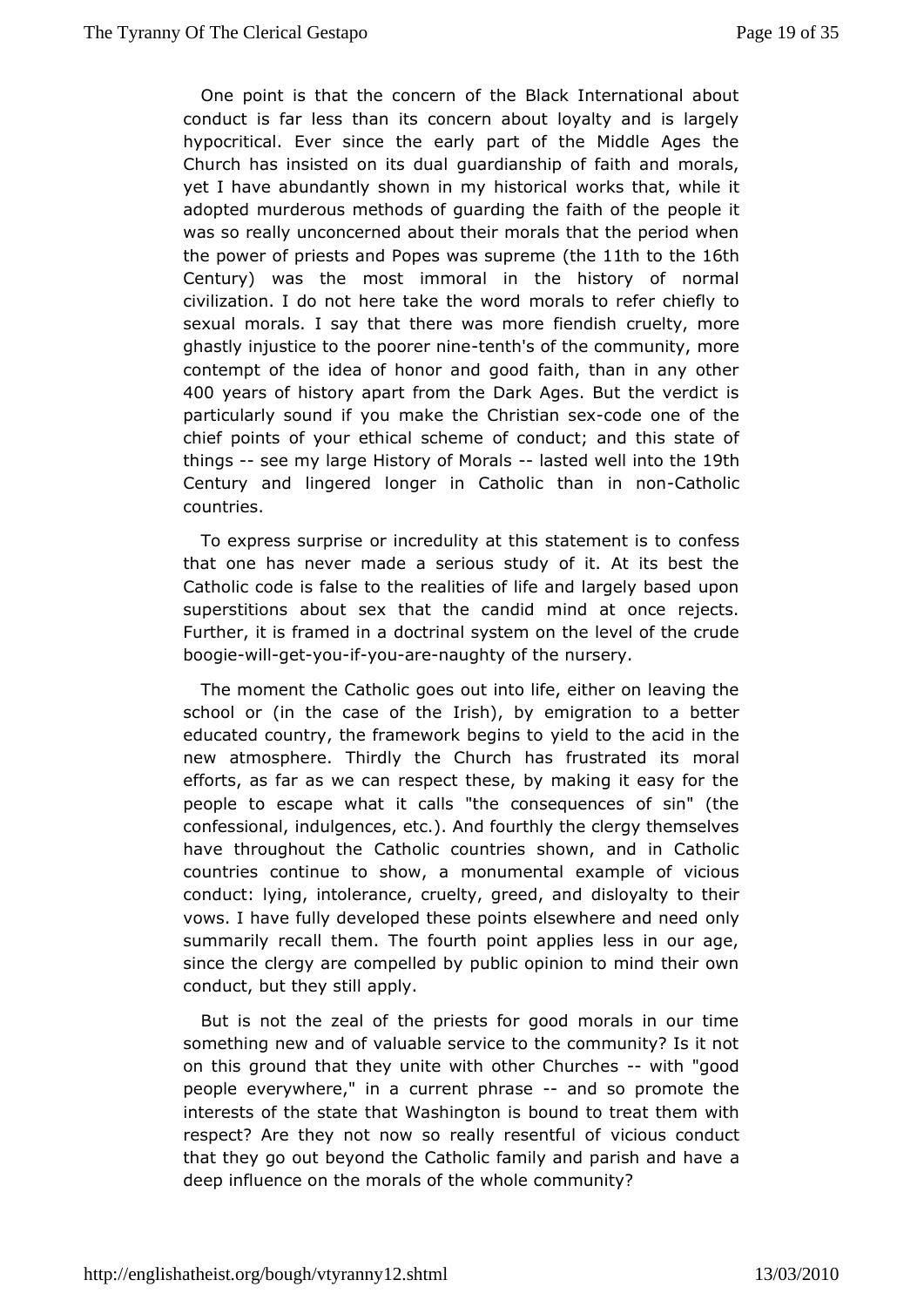One point is that the concern of the Black International about conduct is far less than its concern about loyalty and is largely hypocritical. Ever since the early part of the Middle Ages the Church has insisted on its dual guardianship of faith and morals, yet I have abundantly shown in my historical works that, while it adopted murderous methods of guarding the faith of the people it was so really unconcerned about their morals that the period when the power of priests and Popes was supreme (the 11th to the 16th Century) was the most immoral in the history of normal civilization. I do not here take the word morals to refer chiefly to sexual morals. I say that there was more fiendish cruelty, more ghastly injustice to the poorer nine-tenth's of the community, more contempt of the idea of honor and good faith, than in any other 400 years of history apart from the Dark Ages. But the verdict is particularly sound if you make the Christian sex-code one of the chief points of your ethical scheme of conduct; and this state of things -- see my large History of Morals -- lasted well into the 19th Century and lingered longer in Catholic than in non-Catholic countries.

To express surprise or incredulity at this statement is to confess that one has never made a serious study of it. At its best the Catholic code is false to the realities of life and largely based upon superstitions about sex that the candid mind at once rejects. Further, it is framed in a doctrinal system on the level of the crude boogie-will-get-you-if-you-are-naughty of the nursery.

The moment the Catholic goes out into life, either on leaving the school or (in the case of the Irish), by emigration to a better educated country, the framework begins to yield to the acid in the new atmosphere. Thirdly the Church has frustrated its moral efforts, as far as we can respect these, by making it easy for the people to escape what it calls "the consequences of sin" (the confessional, indulgences, etc.). And fourthly the clergy themselves have throughout the Catholic countries shown, and in Catholic countries continue to show, a monumental example of vicious conduct: lying, intolerance, cruelty, greed, and disloyalty to their vows. I have fully developed these points elsewhere and need only summarily recall them. The fourth point applies less in our age, since the clergy are compelled by public opinion to mind their own conduct, but they still apply.

But is not the zeal of the priests for good morals in our time something new and of valuable service to the community? Is it not on this ground that they unite with other Churches -- with "good people everywhere," in a current phrase -- and so promote the interests of the state that Washington is bound to treat them with respect? Are they not now so really resentful of vicious conduct that they go out beyond the Catholic family and parish and have a deep influence on the morals of the whole community?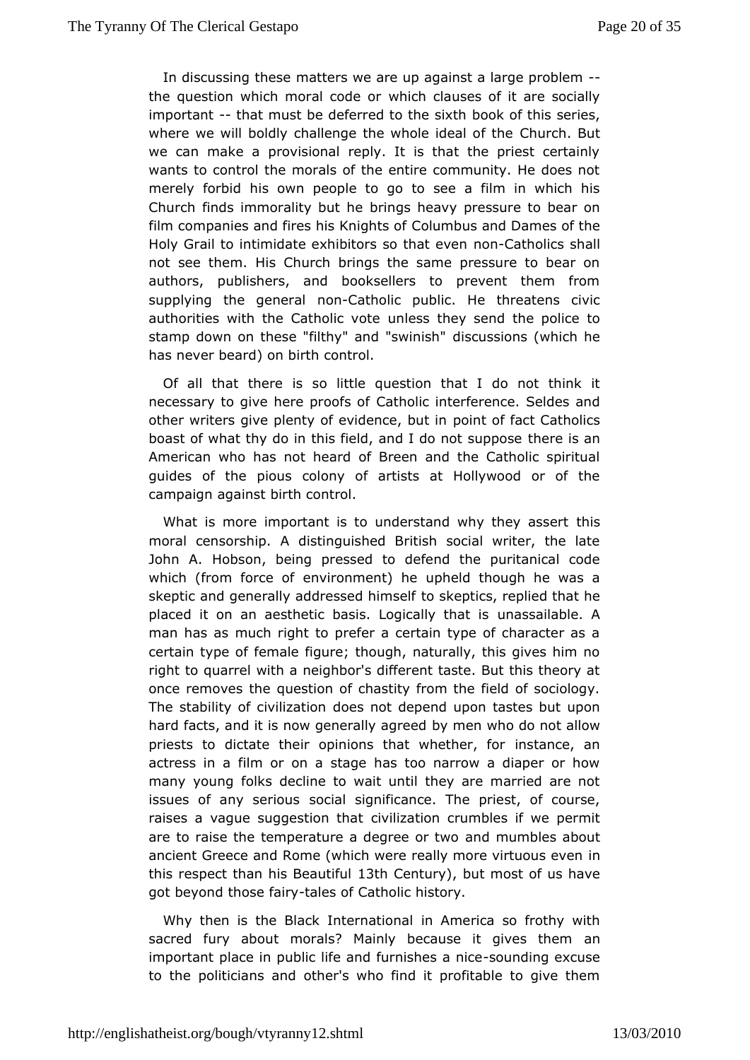In discussing these matters we are up against a large problem -- the question which moral code or which clauses of it are socially important -- that must be deferred to the sixth book of this series, where we will boldly challenge the whole ideal of the Church. But we can make a provisional reply. It is that the priest certainly wants to control the morals of the entire community. He does not merely forbid his own people to go to see a film in which his Church finds immorality but he brings heavy pressure to bear on film companies and fires his Knights of Columbus and Dames of the Holy Grail to intimidate exhibitors so that even non-Catholics shall not see them. His Church brings the same pressure to bear on authors, publishers, and booksellers to prevent them from supplying the general non-Catholic public. He threatens civic authorities with the Catholic vote unless they send the police to stamp down on these "filthy" and "swinish" discussions (which he has never beard) on birth control.

Of all that there is so little question that I do not think it necessary to give here proofs of Catholic interference. Seldes and other writers give plenty of evidence, but in point of fact Catholics boast of what thy do in this field, and I do not suppose there is an American who has not heard of Breen and the Catholic spiritual guides of the pious colony of artists at Hollywood or of the campaign against birth control.

What is more important is to understand why they assert this moral censorship. A distinguished British social writer, the late John A. Hobson, being pressed to defend the puritanical code which (from force of environment) he upheld though he was a skeptic and generally addressed himself to skeptics, replied that he placed it on an aesthetic basis. Logically that is unassailable. A man has as much right to prefer a certain type of character as a certain type of female figure; though, naturally, this gives him no right to quarrel with a neighbor's different taste. But this theory at once removes the question of chastity from the field of sociology. The stability of civilization does not depend upon tastes but upon hard facts, and it is now generally agreed by men who do not allow priests to dictate their opinions that whether, for instance, an actress in a film or on a stage has too narrow a diaper or how many young folks decline to wait until they are married are not issues of any serious social significance. The priest, of course, raises a vague suggestion that civilization crumbles if we permit are to raise the temperature a degree or two and mumbles about ancient Greece and Rome (which were really more virtuous even in this respect than his Beautiful 13th Century), but most of us have got beyond those fairy-tales of Catholic history.

Why then is the Black International in America so frothy with sacred fury about morals? Mainly because it gives them an important place in public life and furnishes a nice-sounding excuse to the politicians and other's who find it profitable to give them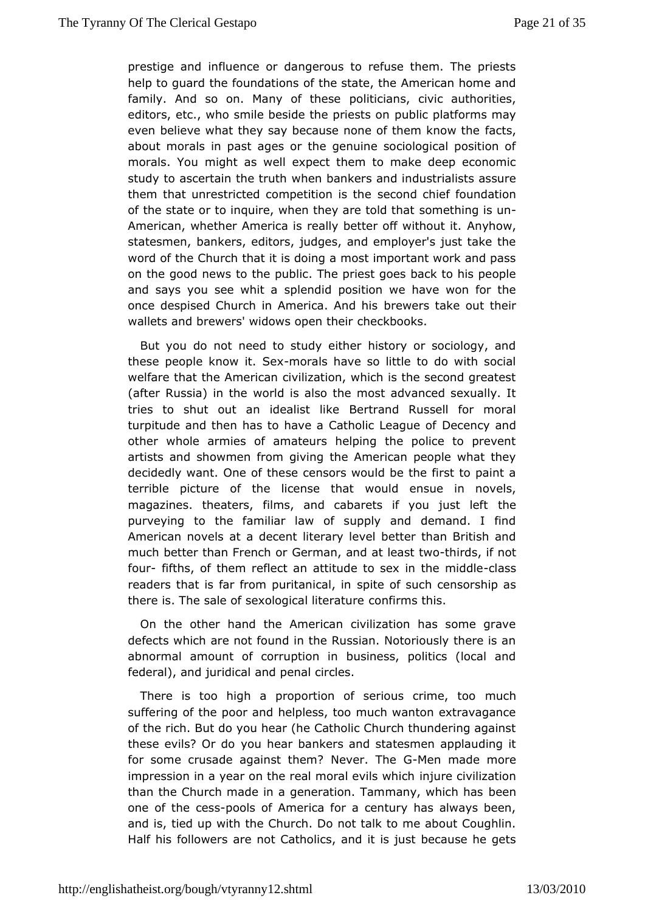prestige and influence or dangerous to refuse them. The priests help to guard the foundations of the state, the American home and family. And so on. Many of these politicians, civic authorities, editors, etc., who smile beside the priests on public platforms may even believe what they say because none of them know the facts, about morals in past ages or the genuine sociological position of morals. You might as well expect them to make deep economic study to ascertain the truth when bankers and industrialists assure them that unrestricted competition is the second chief foundation of the state or to inquire, when they are told that something is un-American, whether America is really better off without it. Anyhow, statesmen, bankers, editors, judges, and employer's just take the word of the Church that it is doing a most important work and pass on the good news to the public. The priest goes back to his people and says you see whit a splendid position we have won for the once despised Church in America. And his brewers take out their wallets and brewers' widows open their checkbooks.

But you do not need to study either history or sociology, and these people know it. Sex-morals have so little to do with social welfare that the American civilization, which is the second greatest (after Russia) in the world is also the most advanced sexually. It tries to shut out an idealist like Bertrand Russell for moral turpitude and then has to have a Catholic League of Decency and other whole armies of amateurs helping the police to prevent artists and showmen from giving the American people what they decidedly want. One of these censors would be the first to paint a terrible picture of the license that would ensue in novels, magazines. theaters, films, and cabarets if you just left the purveying to the familiar law of supply and demand. I find American novels at a decent literary level better than British and much better than French or German, and at least two-thirds, if not four- fifths, of them reflect an attitude to sex in the middle-class readers that is far from puritanical, in spite of such censorship as there is. The sale of sexological literature confirms this.

On the other hand the American civilization has some grave defects which are not found in the Russian. Notoriously there is an abnormal amount of corruption in business, politics (local and federal), and juridical and penal circles.

There is too high a proportion of serious crime, too much suffering of the poor and helpless, too much wanton extravagance of the rich. But do you hear (he Catholic Church thundering against these evils? Or do you hear bankers and statesmen applauding it for some crusade against them? Never. The G-Men made more impression in a year on the real moral evils which injure civilization than the Church made in a generation. Tammany, which has been one of the cess-pools of America for a century has always been, and is, tied up with the Church. Do not talk to me about Coughlin. Half his followers are not Catholics, and it is just because he gets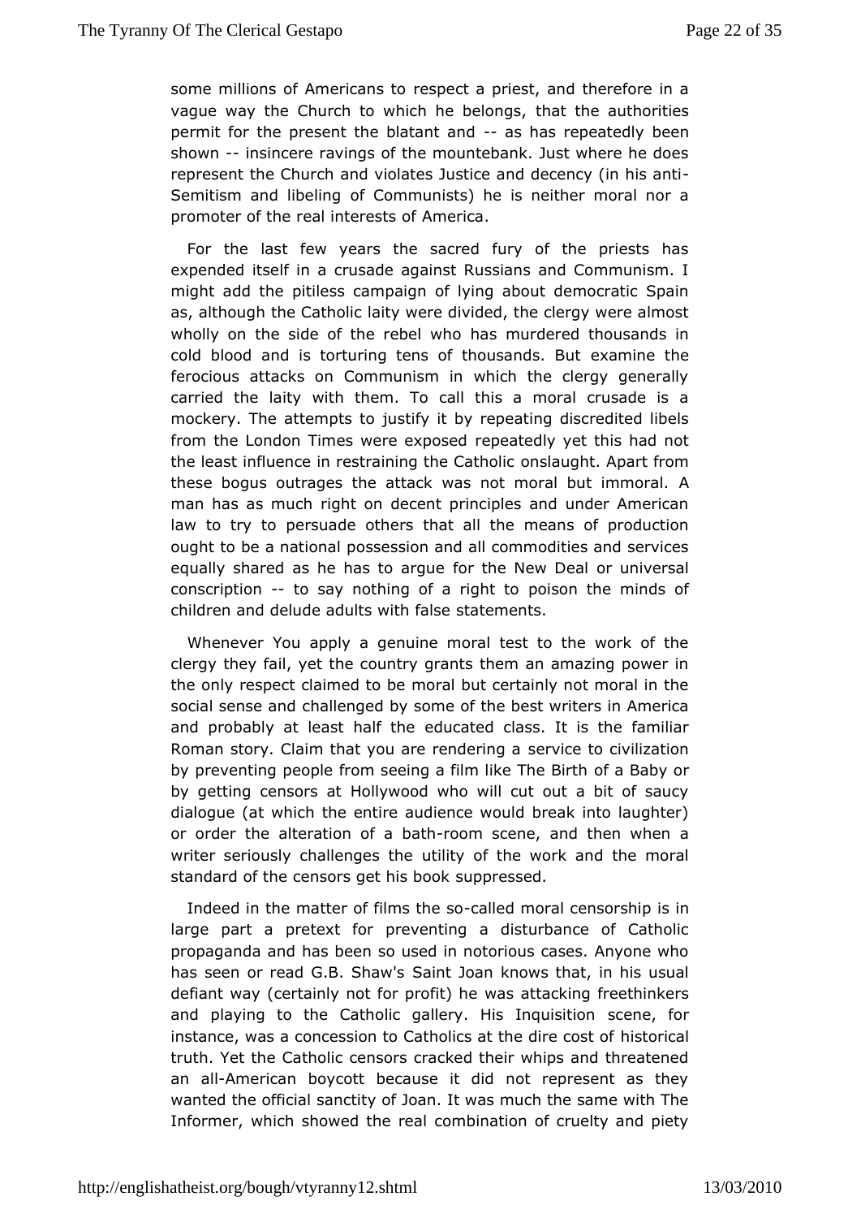some millions of Americans to respect a priest, and therefore in a vague way the Church to which he belongs, that the authorities permit for the present the blatant and -- as has repeatedly been shown -- insincere ravings of the mountebank. Just where he does represent the Church and violates Justice and decency (in his anti-Semitism and libeling of Communists) he is neither moral nor a promoter of the real interests of America.

For the last few years the sacred fury of the priests has expended itself in a crusade against Russians and Communism. I might add the pitiless campaign of lying about democratic Spain as, although the Catholic laity were divided, the clergy were almost wholly on the side of the rebel who has murdered thousands in cold blood and is torturing tens of thousands. But examine the ferocious attacks on Communism in which the clergy generally carried the laity with them. To call this a moral crusade is a mockery. The attempts to justify it by repeating discredited libels from the London Times were exposed repeatedly yet this had not the least influence in restraining the Catholic onslaught. Apart from these bogus outrages the attack was not moral but immoral. A man has as much right on decent principles and under American law to try to persuade others that all the means of production ought to be a national possession and all commodities and services equally shared as he has to argue for the New Deal or universal conscription -- to say nothing of a right to poison the minds of children and delude adults with false statements.

Whenever You apply a genuine moral test to the work of the clergy they fail, yet the country grants them an amazing power in the only respect claimed to be moral but certainly not moral in the social sense and challenged by some of the best writers in America and probably at least half the educated class. It is the familiar Roman story. Claim that you are rendering a service to civilization by preventing people from seeing a film like The Birth of a Baby or by getting censors at Hollywood who will cut out a bit of saucy dialogue (at which the entire audience would break into laughter) or order the alteration of a bath-room scene, and then when a writer seriously challenges the utility of the work and the moral standard of the censors get his book suppressed.

Indeed in the matter of films the so-called moral censorship is in large part a pretext for preventing a disturbance of Catholic propaganda and has been so used in notorious cases. Anyone who has seen or read G.B. Shaw's Saint Joan knows that, in his usual defiant way (certainly not for profit) he was attacking freethinkers and playing to the Catholic gallery. His Inquisition scene, for instance, was a concession to Catholics at the dire cost of historical truth. Yet the Catholic censors cracked their whips and threatened an all-American boycott because it did not represent as they wanted the official sanctity of Joan. It was much the same with The Informer, which showed the real combination of cruelty and piety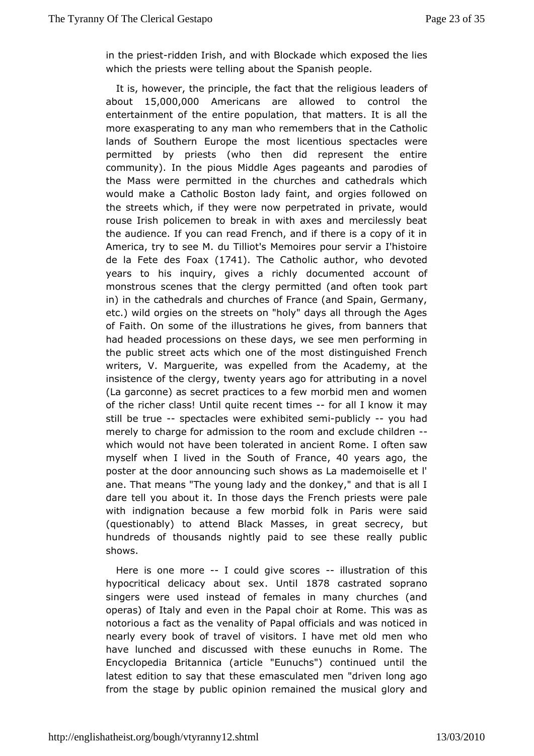in the priest-ridden Irish, and with Blockade which exposed the lies which the priests were telling about the Spanish people.

It is, however, the principle, the fact that the religious leaders of about 15,000,000 Americans are allowed to control the entertainment of the entire population, that matters. It is all the more exasperating to any man who remembers that in the Catholic lands of Southern Europe the most licentious spectacles were permitted by priests (who then did represent the entire community). In the pious Middle Ages pageants and parodies of the Mass were permitted in the churches and cathedrals which would make a Catholic Boston lady faint, and orgies followed on the streets which, if they were now perpetrated in private, would rouse Irish policemen to break in with axes and mercilessly beat the audience. If you can read French, and if there is a copy of it in America, try to see M. du Tilliot's Memoires pour servir a I'histoire de la Fete des Foax (1741). The Catholic author, who devoted years to his inquiry, gives a richly documented account of monstrous scenes that the clergy permitted (and often took part in) in the cathedrals and churches of France (and Spain, Germany, etc.) wild orgies on the streets on "holy" days all through the Ages of Faith. On some of the illustrations he gives, from banners that had headed processions on these days, we see men performing in the public street acts which one of the most distinguished French writers, V. Marguerite, was expelled from the Academy, at the insistence of the clergy, twenty years ago for attributing in a novel (La garconne) as secret practices to a few morbid men and women of the richer class! Until quite recent times -- for all I know it may still be true -- spectacles were exhibited semi-publicly -- you had merely to charge for admission to the room and exclude children -- which would not have been tolerated in ancient Rome. I often saw myself when I lived in the South of France, 40 years ago, the poster at the door announcing such shows as La mademoiselle et l' ane. That means "The young lady and the donkey," and that is all I dare tell you about it. In those days the French priests were pale with indignation because a few morbid folk in Paris were said (questionably) to attend Black Masses, in great secrecy, but hundreds of thousands nightly paid to see these really public shows.

Here is one more -- I could give scores -- illustration of this hypocritical delicacy about sex. Until 1878 castrated soprano singers were used instead of females in many churches (and operas) of Italy and even in the Papal choir at Rome. This was as notorious a fact as the venality of Papal officials and was noticed in nearly every book of travel of visitors. I have met old men who have lunched and discussed with these eunuchs in Rome. The Encyclopedia Britannica (article "Eunuchs") continued until the latest edition to say that these emasculated men "driven long ago from the stage by public opinion remained the musical glory and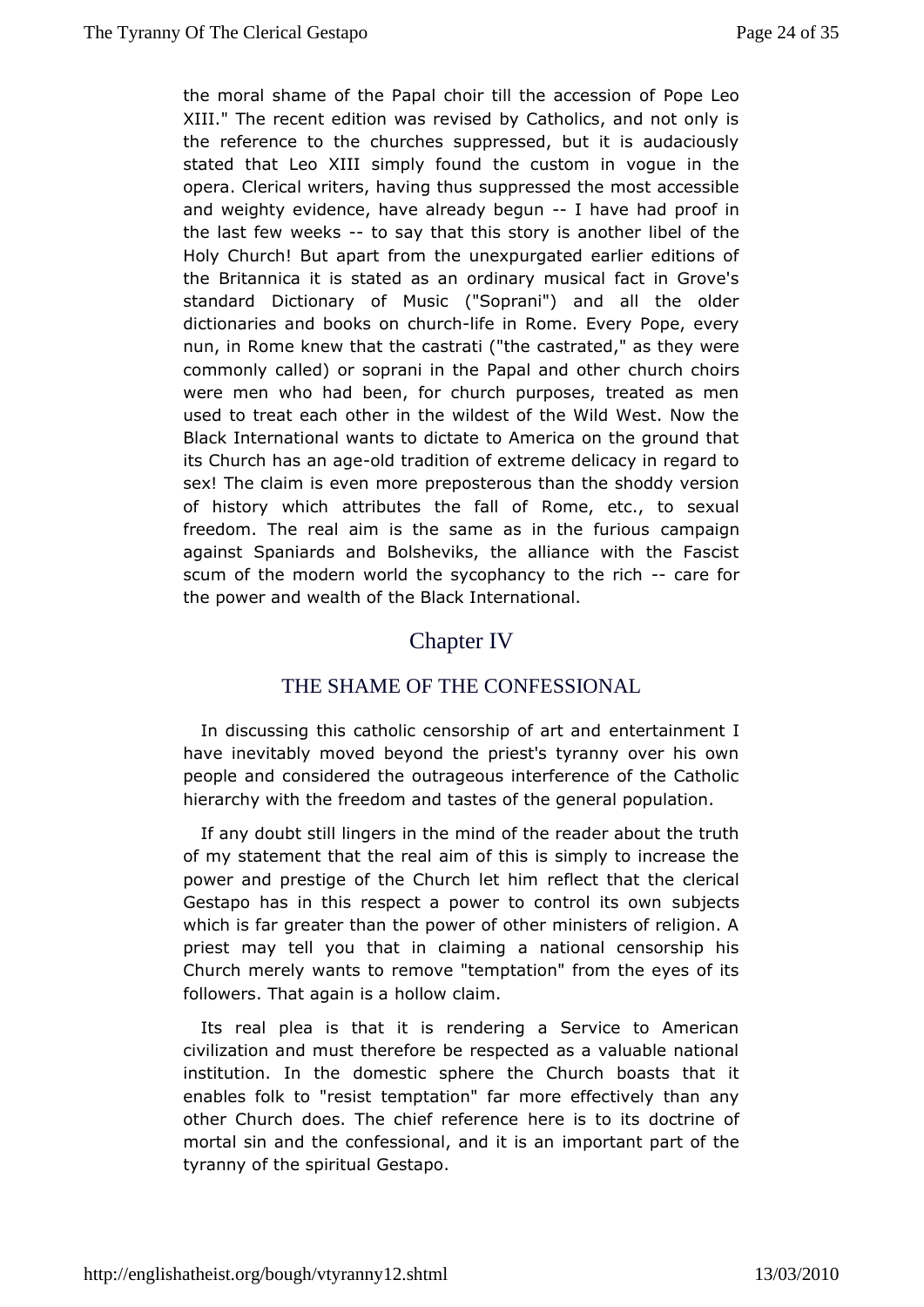the moral shame of the Papal choir till the accession of Pope Leo XIII." The recent edition was revised by Catholics, and not only is the reference to the churches suppressed, but it is audaciously stated that Leo XIII simply found the custom in vogue in the opera. Clerical writers, having thus suppressed the most accessible and weighty evidence, have already begun -- I have had proof in the last few weeks -- to say that this story is another libel of the Holy Church! But apart from the unexpurgated earlier editions of the Britannica it is stated as an ordinary musical fact in Grove's standard Dictionary of Music ("Soprani") and all the older dictionaries and books on church-life in Rome. Every Pope, every nun, in Rome knew that the castrati ("the castrated," as they were commonly called) or soprani in the Papal and other church choirs were men who had been, for church purposes, treated as men used to treat each other in the wildest of the Wild West. Now the Black International wants to dictate to America on the ground that its Church has an age-old tradition of extreme delicacy in regard to sex! The claim is even more preposterous than the shoddy version of history which attributes the fall of Rome, etc., to sexual freedom. The real aim is the same as in the furious campaign against Spaniards and Bolsheviks, the alliance with the Fascist scum of the modern world the sycophancy to the rich -- care for the power and wealth of the Black International.

## Chapter IV

### THE SHAME OF THE CONFESSIONAL

In discussing this catholic censorship of art and entertainment I have inevitably moved beyond the priest's tyranny over his own people and considered the outrageous interference of the Catholic hierarchy with the freedom and tastes of the general population.

If any doubt still lingers in the mind of the reader about the truth of my statement that the real aim of this is simply to increase the power and prestige of the Church let him reflect that the clerical Gestapo has in this respect a power to control its own subjects which is far greater than the power of other ministers of religion. A priest may tell you that in claiming a national censorship his Church merely wants to remove "temptation" from the eyes of its followers. That again is a hollow claim.

Its real plea is that it is rendering a Service to American civilization and must therefore be respected as a valuable national institution. In the domestic sphere the Church boasts that it enables folk to "resist temptation" far more effectively than any other Church does. The chief reference here is to its doctrine of mortal sin and the confessional, and it is an important part of the tyranny of the spiritual Gestapo.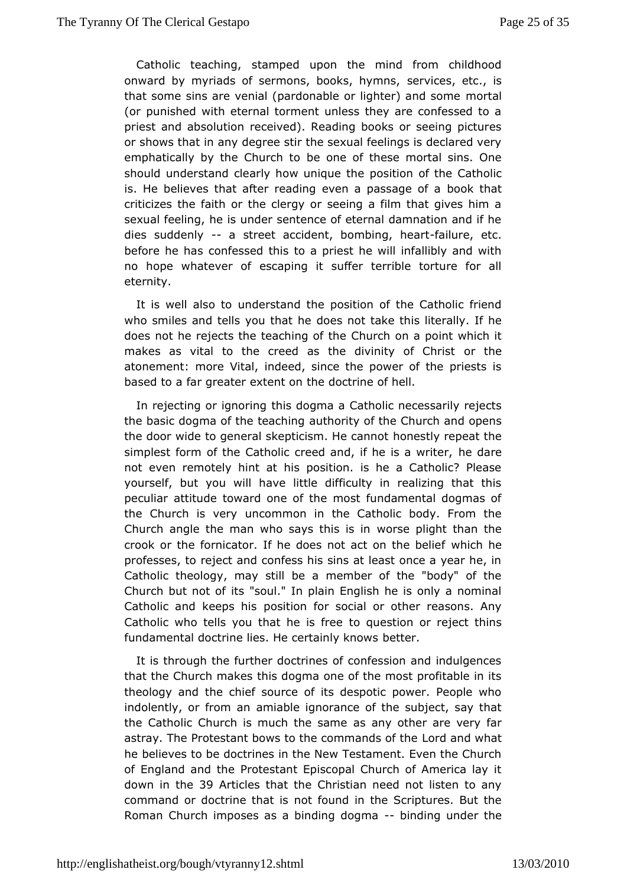Catholic teaching, stamped upon the mind from childhood onward by myriads of sermons, books, hymns, services, etc., is that some sins are venial (pardonable or lighter) and some mortal (or punished with eternal torment unless they are confessed to a priest and absolution received). Reading books or seeing pictures or shows that in any degree stir the sexual feelings is declared very emphatically by the Church to be one of these mortal sins. One should understand clearly how unique the position of the Catholic is. He believes that after reading even a passage of a book that criticizes the faith or the clergy or seeing a film that gives him a sexual feeling, he is under sentence of eternal damnation and if he dies suddenly -- a street accident, bombing, heart-failure, etc. before he has confessed this to a priest he will infallibly and with no hope whatever of escaping it suffer terrible torture for all eternity.

It is well also to understand the position of the Catholic friend who smiles and tells you that he does not take this literally. If he does not he rejects the teaching of the Church on a point which it makes as vital to the creed as the divinity of Christ or the atonement: more Vital, indeed, since the power of the priests is based to a far greater extent on the doctrine of hell.

In rejecting or ignoring this dogma a Catholic necessarily rejects the basic dogma of the teaching authority of the Church and opens the door wide to general skepticism. He cannot honestly repeat the simplest form of the Catholic creed and, if he is a writer, he dare not even remotely hint at his position. is he a Catholic? Please yourself, but you will have little difficulty in realizing that this peculiar attitude toward one of the most fundamental dogmas of the Church is very uncommon in the Catholic body. From the Church angle the man who says this is in worse plight than the crook or the fornicator. If he does not act on the belief which he professes, to reject and confess his sins at least once a year he, in Catholic theology, may still be a member of the "body" of the Church but not of its "soul." In plain English he is only a nominal Catholic and keeps his position for social or other reasons. Any Catholic who tells you that he is free to question or reject thins fundamental doctrine lies. He certainly knows better.

It is through the further doctrines of confession and indulgences that the Church makes this dogma one of the most profitable in its theology and the chief source of its despotic power. People who indolently, or from an amiable ignorance of the subject, say that the Catholic Church is much the same as any other are very far astray. The Protestant bows to the commands of the Lord and what he believes to be doctrines in the New Testament. Even the Church of England and the Protestant Episcopal Church of America lay it down in the 39 Articles that the Christian need not listen to any command or doctrine that is not found in the Scriptures. But the Roman Church imposes as a binding dogma -- binding under the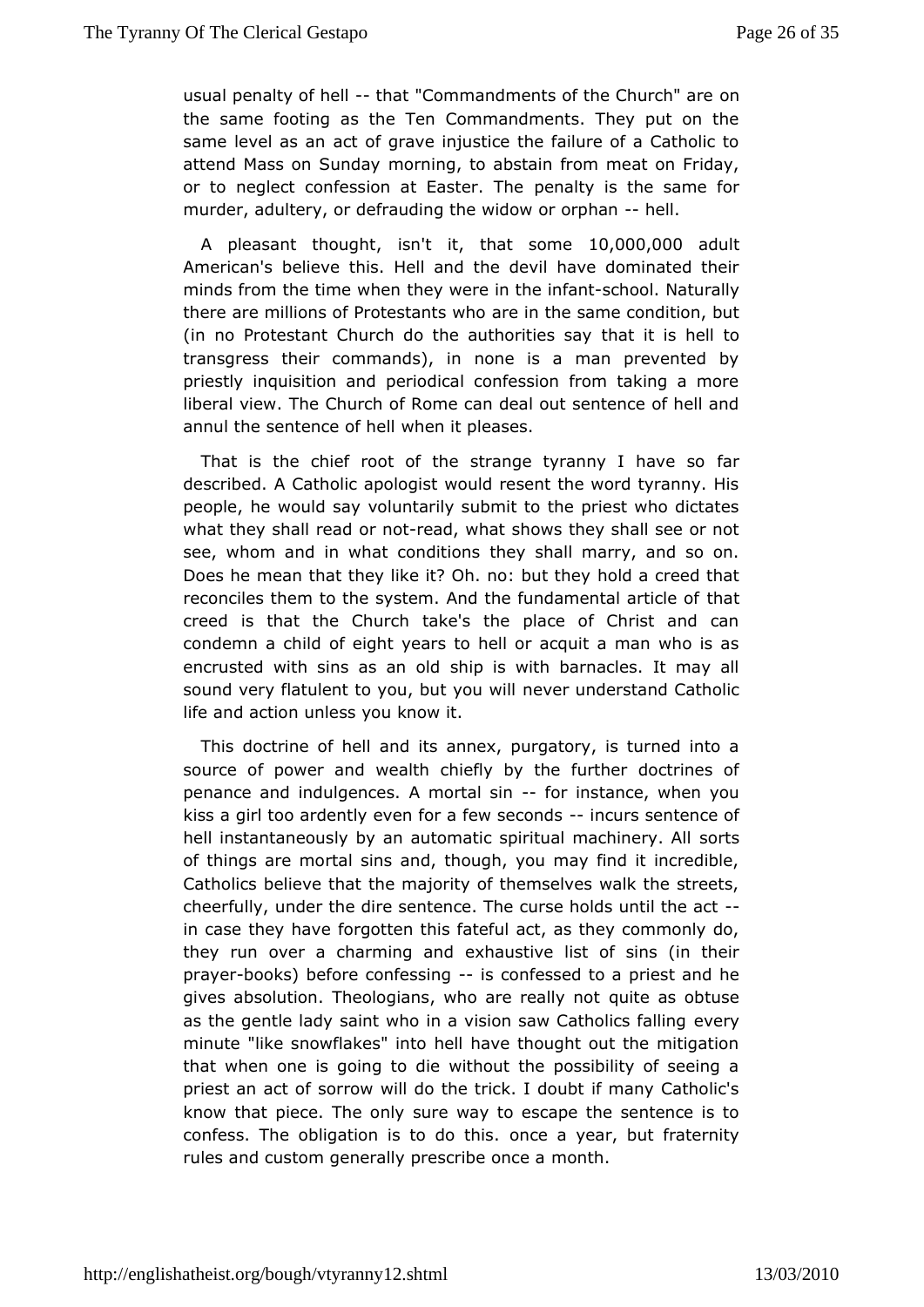usual penalty of hell -- that "Commandments of the Church" are on the same footing as the Ten Commandments. They put on the same level as an act of grave injustice the failure of a Catholic to attend Mass on Sunday morning, to abstain from meat on Friday, or to neglect confession at Easter. The penalty is the same for murder, adultery, or defrauding the widow or orphan -- hell.

A pleasant thought, isn't it, that some 10,000,000 adult American's believe this. Hell and the devil have dominated their minds from the time when they were in the infant-school. Naturally there are millions of Protestants who are in the same condition, but (in no Protestant Church do the authorities say that it is hell to transgress their commands), in none is a man prevented by priestly inquisition and periodical confession from taking a more liberal view. The Church of Rome can deal out sentence of hell and annul the sentence of hell when it pleases.

That is the chief root of the strange tyranny I have so far described. A Catholic apologist would resent the word tyranny. His people, he would say voluntarily submit to the priest who dictates what they shall read or not-read, what shows they shall see or not see, whom and in what conditions they shall marry, and so on. Does he mean that they like it? Oh. no: but they hold a creed that reconciles them to the system. And the fundamental article of that creed is that the Church take's the place of Christ and can condemn a child of eight years to hell or acquit a man who is as encrusted with sins as an old ship is with barnacles. It may all sound very flatulent to you, but you will never understand Catholic life and action unless you know it.

This doctrine of hell and its annex, purgatory, is turned into a source of power and wealth chiefly by the further doctrines of penance and indulgences. A mortal sin -- for instance, when you kiss a girl too ardently even for a few seconds -- incurs sentence of hell instantaneously by an automatic spiritual machinery. All sorts of things are mortal sins and, though, you may find it incredible, Catholics believe that the majority of themselves walk the streets, cheerfully, under the dire sentence. The curse holds until the act -- in case they have forgotten this fateful act, as they commonly do, they run over a charming and exhaustive list of sins (in their prayer-books) before confessing -- is confessed to a priest and he gives absolution. Theologians, who are really not quite as obtuse as the gentle lady saint who in a vision saw Catholics falling every minute "like snowflakes" into hell have thought out the mitigation that when one is going to die without the possibility of seeing a priest an act of sorrow will do the trick. I doubt if many Catholic's know that piece. The only sure way to escape the sentence is to confess. The obligation is to do this. once a year, but fraternity rules and custom generally prescribe once a month.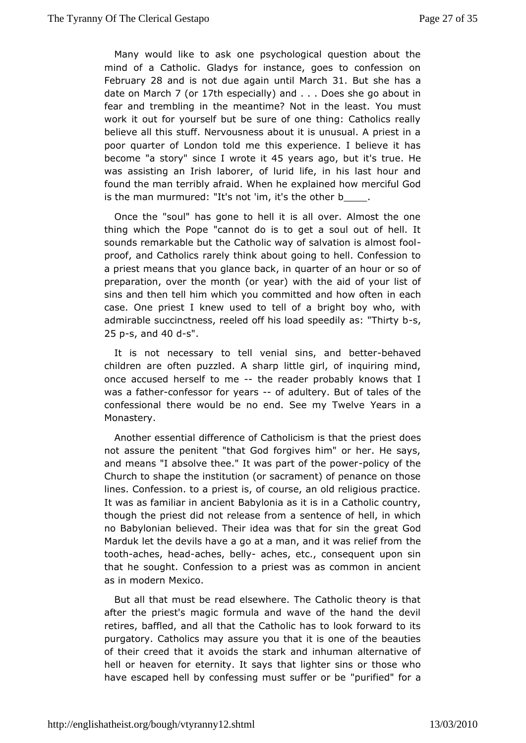Many would like to ask one psychological question about the mind of a Catholic. Gladys for instance, goes to confession on February 28 and is not due again until March 31. But she has a date on March 7 (or 17th especially) and . . . Does she go about in fear and trembling in the meantime? Not in the least. You must work it out for yourself but be sure of one thing: Catholics really believe all this stuff. Nervousness about it is unusual. A priest in a poor quarter of London told me this experience. I believe it has become "a story" since I wrote it 45 years ago, but it's true. He was assisting an Irish laborer, of lurid life, in his last hour and found the man terribly afraid. When he explained how merciful God is the man murmured: "It's not 'im, it's the other b____.

Once the "soul" has gone to hell it is all over. Almost the one thing which the Pope "cannot do is to get a soul out of hell. It sounds remarkable but the Catholic way of salvation is almost fool-proof, and Catholics rarely think about going to hell. Confession to a priest means that you glance back, in quarter of an hour or so of preparation, over the month (or year) with the aid of your list of sins and then tell him which you committed and how often in each case. One priest I knew used to tell of a bright boy who, with admirable succinctness, reeled off his load speedily as: "Thirty b-s, 25 p-s, and 40 d-s".

It is not necessary to tell venial sins, and better-behaved children are often puzzled. A sharp little girl, of inquiring mind, once accused herself to me -- the reader probably knows that I was a father-confessor for years -- of adultery. But of tales of the confessional there would be no end. See my Twelve Years in a Monastery.

Another essential difference of Catholicism is that the priest does not assure the penitent "that God forgives him" or her. He says, and means "I absolve thee." It was part of the power-policy of the Church to shape the institution (or sacrament) of penance on those lines. Confession. to a priest is, of course, an old religious practice. It was as familiar in ancient Babylonia as it is in a Catholic country, though the priest did not release from a sentence of hell, in which no Babylonian believed. Their idea was that for sin the great God Marduk let the devils have a go at a man, and it was relief from the tooth-aches, head-aches, belly- aches, etc., consequent upon sin that he sought. Confession to a priest was as common in ancient as in modern Mexico.

But all that must be read elsewhere. The Catholic theory is that after the priest's magic formula and wave of the hand the devil retires, baffled, and all that the Catholic has to look forward to its purgatory. Catholics may assure you that it is one of the beauties of their creed that it avoids the stark and inhuman alternative of hell or heaven for eternity. It says that lighter sins or those who have escaped hell by confessing must suffer or be "purified" for a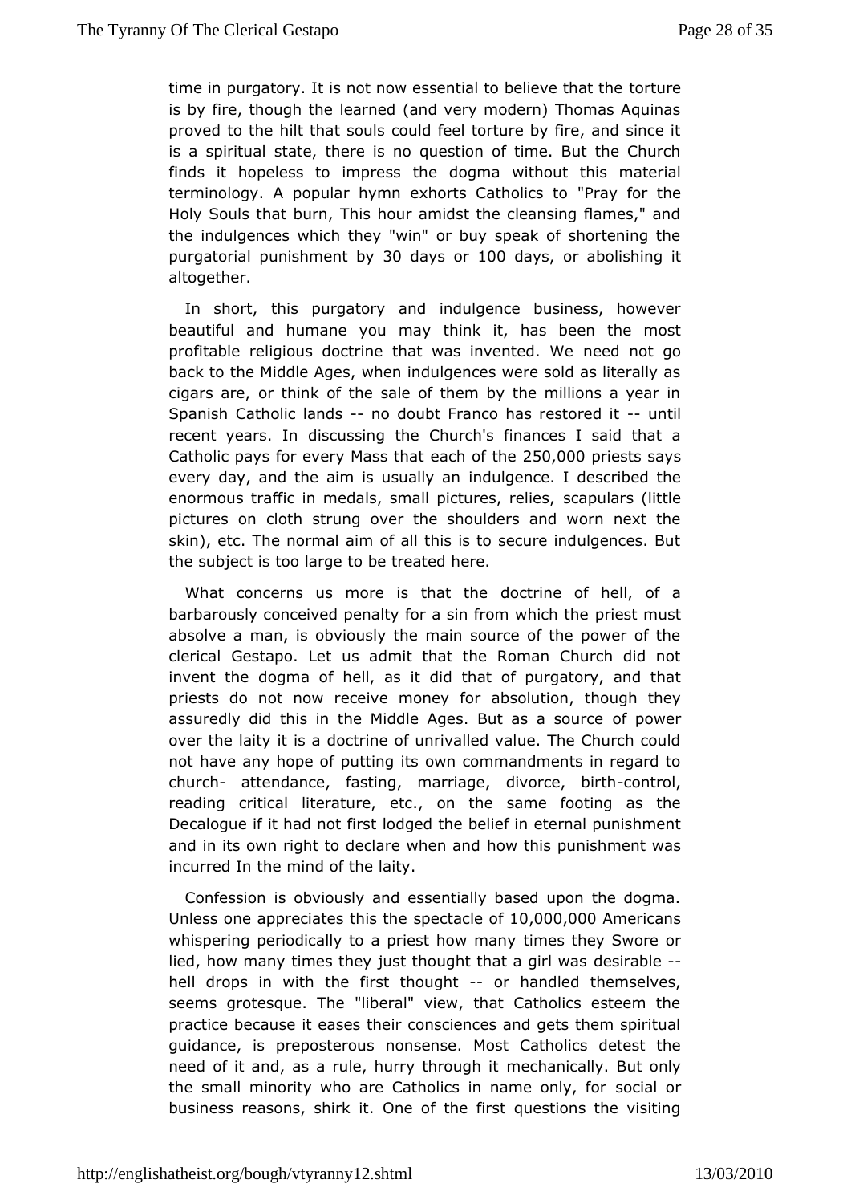time in purgatory. It is not now essential to believe that the torture is by fire, though the learned (and very modern) Thomas Aquinas proved to the hilt that souls could feel torture by fire, and since it is a spiritual state, there is no question of time. But the Church finds it hopeless to impress the dogma without this material terminology. A popular hymn exhorts Catholics to "Pray for the Holy Souls that burn, This hour amidst the cleansing flames," and the indulgences which they "win" or buy speak of shortening the purgatorial punishment by 30 days or 100 days, or abolishing it altogether.

In short, this purgatory and indulgence business, however beautiful and humane you may think it, has been the most profitable religious doctrine that was invented. We need not go back to the Middle Ages, when indulgences were sold as literally as cigars are, or think of the sale of them by the millions a year in Spanish Catholic lands -- no doubt Franco has restored it -- until recent years. In discussing the Church's finances I said that a Catholic pays for every Mass that each of the 250,000 priests says every day, and the aim is usually an indulgence. I described the enormous traffic in medals, small pictures, relies, scapulars (little pictures on cloth strung over the shoulders and worn next the skin), etc. The normal aim of all this is to secure indulgences. But the subject is too large to be treated here.

What concerns us more is that the doctrine of hell, of a barbarously conceived penalty for a sin from which the priest must absolve a man, is obviously the main source of the power of the clerical Gestapo. Let us admit that the Roman Church did not invent the dogma of hell, as it did that of purgatory, and that priests do not now receive money for absolution, though they assuredly did this in the Middle Ages. But as a source of power over the laity it is a doctrine of unrivalled value. The Church could not have any hope of putting its own commandments in regard to church- attendance, fasting, marriage, divorce, birth-control, reading critical literature, etc., on the same footing as the Decalogue if it had not first lodged the belief in eternal punishment and in its own right to declare when and how this punishment was incurred In the mind of the laity.

Confession is obviously and essentially based upon the dogma. Unless one appreciates this the spectacle of 10,000,000 Americans whispering periodically to a priest how many times they Swore or lied, how many times they just thought that a girl was desirable -- hell drops in with the first thought -- or handled themselves, seems grotesque. The "liberal" view, that Catholics esteem the practice because it eases their consciences and gets them spiritual guidance, is preposterous nonsense. Most Catholics detest the need of it and, as a rule, hurry through it mechanically. But only the small minority who are Catholics in name only, for social or business reasons, shirk it. One of the first questions the visiting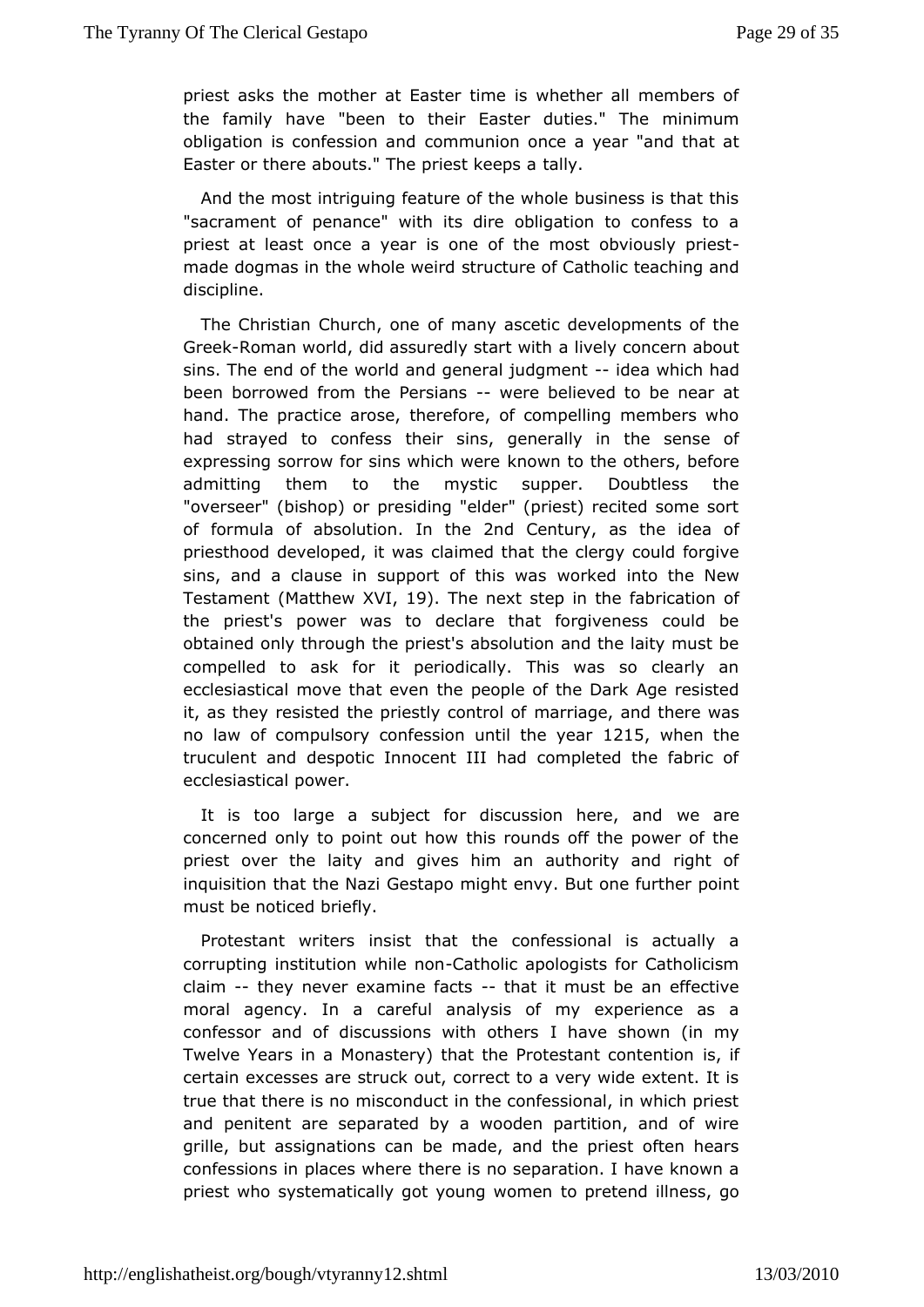priest asks the mother at Easter time is whether all members of the family have "been to their Easter duties." The minimum obligation is confession and communion once a year "and that at Easter or there abouts." The priest keeps a tally.

And the most intriguing feature of the whole business is that this "sacrament of penance" with its dire obligation to confess to a priest at least once a year is one of the most obviously priest-made dogmas in the whole weird structure of Catholic teaching and discipline.

The Christian Church, one of many ascetic developments of the Greek-Roman world, did assuredly start with a lively concern about sins. The end of the world and general judgment -- idea which had been borrowed from the Persians -- were believed to be near at hand. The practice arose, therefore, of compelling members who had strayed to confess their sins, generally in the sense of expressing sorrow for sins which were known to the others, before admitting them to the mystic supper. Doubtless the "overseer" (bishop) or presiding "elder" (priest) recited some sort of formula of absolution. In the 2nd Century, as the idea of priesthood developed, it was claimed that the clergy could forgive sins, and a clause in support of this was worked into the New Testament (Matthew XVI, 19). The next step in the fabrication of the priest's power was to declare that forgiveness could be obtained only through the priest's absolution and the laity must be compelled to ask for it periodically. This was so clearly an ecclesiastical move that even the people of the Dark Age resisted it, as they resisted the priestly control of marriage, and there was no law of compulsory confession until the year 1215, when the truculent and despotic Innocent III had completed the fabric of ecclesiastical power.

It is too large a subject for discussion here, and we are concerned only to point out how this rounds off the power of the priest over the laity and gives him an authority and right of inquisition that the Nazi Gestapo might envy. But one further point must be noticed briefly.

Protestant writers insist that the confessional is actually a corrupting institution while non-Catholic apologists for Catholicism claim -- they never examine facts -- that it must be an effective moral agency. In a careful analysis of my experience as a confessor and of discussions with others I have shown (in my Twelve Years in a Monastery) that the Protestant contention is, if certain excesses are struck out, correct to a very wide extent. It is true that there is no misconduct in the confessional, in which priest and penitent are separated by a wooden partition, and of wire grille, but assignations can be made, and the priest often hears confessions in places where there is no separation. I have known a priest who systematically got young women to pretend illness, go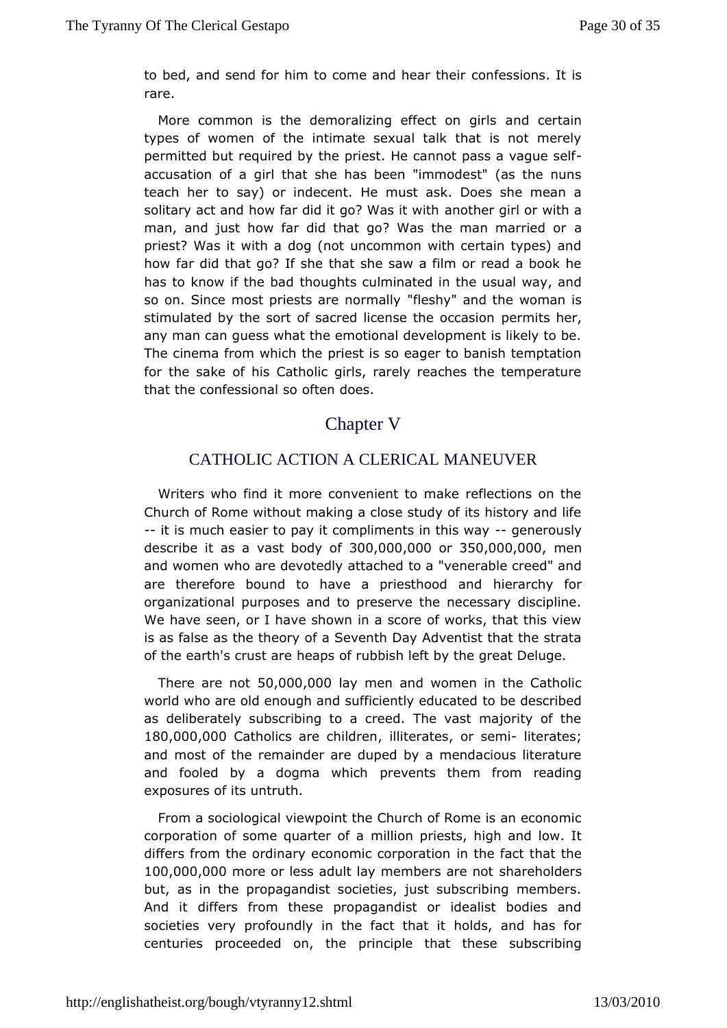to bed, and send for him to come and hear their confessions. It is rare.

More common is the demoralizing effect on girls and certain types of women of the intimate sexual talk that is not merely permitted but required by the priest. He cannot pass a vague self-accusation of a girl that she has been "immodest" (as the nuns teach her to say) or indecent. He must ask. Does she mean a solitary act and how far did it go? Was it with another girl or with a man, and just how far did that go? Was the man married or a priest? Was it with a dog (not uncommon with certain types) and how far did that go? If she that she saw a film or read a book he has to know if the bad thoughts culminated in the usual way, and so on. Since most priests are normally "fleshy" and the woman is stimulated by the sort of sacred license the occasion permits her, any man can guess what the emotional development is likely to be. The cinema from which the priest is so eager to banish temptation for the sake of his Catholic girls, rarely reaches the temperature that the confessional so often does.

## Chapter V

### CATHOLIC ACTION A CLERICAL MANEUVER

Writers who find it more convenient to make reflections on the Church of Rome without making a close study of its history and life -- it is much easier to pay it compliments in this way -- generously describe it as a vast body of 300,000,000 or 350,000,000, men and women who are devotedly attached to a "venerable creed" and are therefore bound to have a priesthood and hierarchy for organizational purposes and to preserve the necessary discipline. We have seen, or I have shown in a score of works, that this view is as false as the theory of a Seventh Day Adventist that the strata of the earth's crust are heaps of rubbish left by the great Deluge.

There are not 50,000,000 lay men and women in the Catholic world who are old enough and sufficiently educated to be described as deliberately subscribing to a creed. The vast majority of the 180,000,000 Catholics are children, illiterates, or semi- literates; and most of the remainder are duped by a mendacious literature and fooled by a dogma which prevents them from reading exposures of its untruth.

From a sociological viewpoint the Church of Rome is an economic corporation of some quarter of a million priests, high and low. It differs from the ordinary economic corporation in the fact that the 100,000,000 more or less adult lay members are not shareholders but, as in the propagandist societies, just subscribing members. And it differs from these propagandist or idealist bodies and societies very profoundly in the fact that it holds, and has for centuries proceeded on, the principle that these subscribing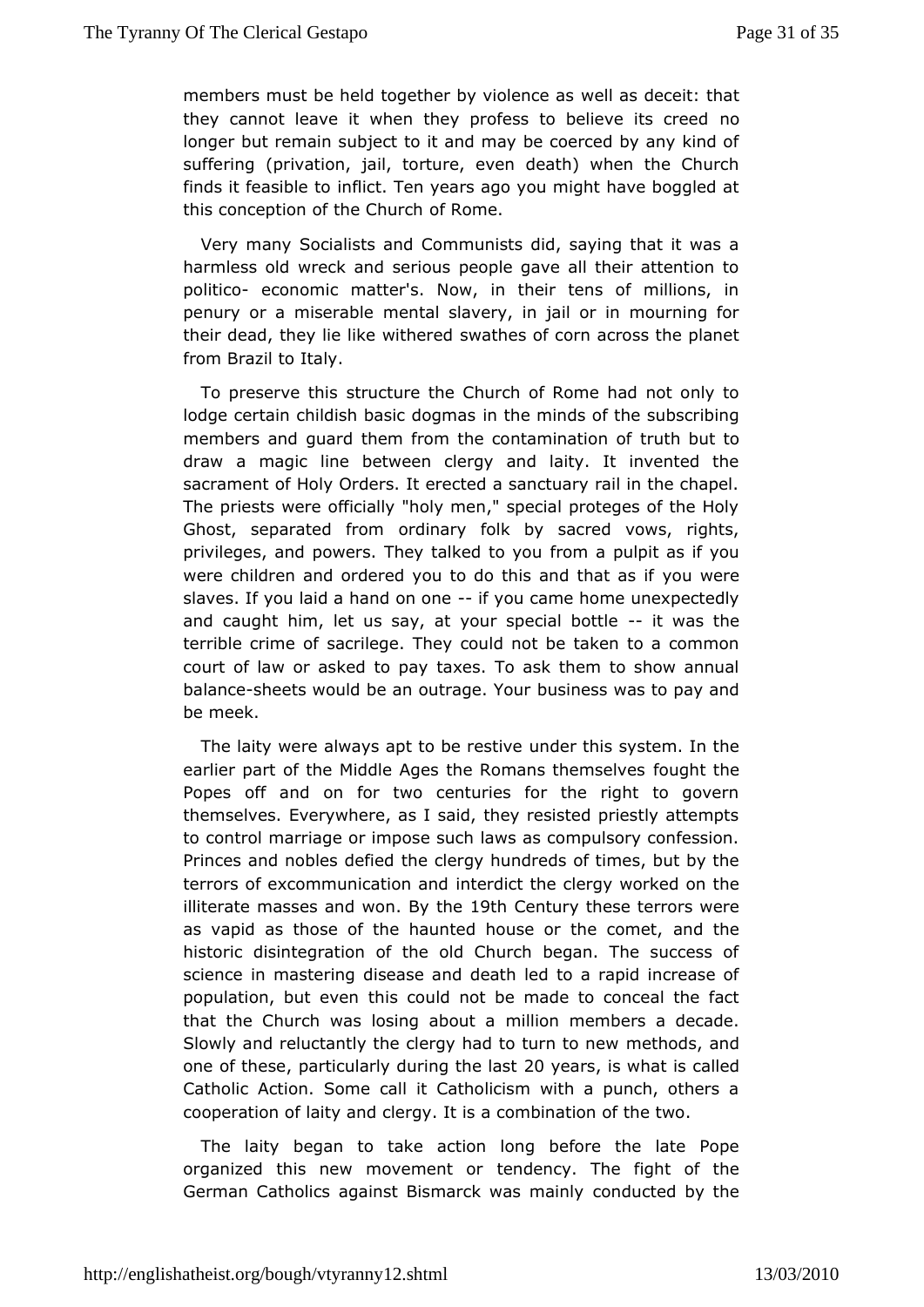members must be held together by violence as well as deceit: that they cannot leave it when they profess to believe its creed no longer but remain subject to it and may be coerced by any kind of suffering (privation, jail, torture, even death) when the Church finds it feasible to inflict. Ten years ago you might have boggled at this conception of the Church of Rome.

Very many Socialists and Communists did, saying that it was a harmless old wreck and serious people gave all their attention to politico- economic matter's. Now, in their tens of millions, in penury or a miserable mental slavery, in jail or in mourning for their dead, they lie like withered swathes of corn across the planet from Brazil to Italy.

To preserve this structure the Church of Rome had not only to lodge certain childish basic dogmas in the minds of the subscribing members and guard them from the contamination of truth but to draw a magic line between clergy and laity. It invented the sacrament of Holy Orders. It erected a sanctuary rail in the chapel. The priests were officially "holy men," special proteges of the Holy Ghost, separated from ordinary folk by sacred vows, rights, privileges, and powers. They talked to you from a pulpit as if you were children and ordered you to do this and that as if you were slaves. If you laid a hand on one -- if you came home unexpectedly and caught him, let us say, at your special bottle -- it was the terrible crime of sacrilege. They could not be taken to a common court of law or asked to pay taxes. To ask them to show annual balance-sheets would be an outrage. Your business was to pay and be meek.

The laity were always apt to be restive under this system. In the earlier part of the Middle Ages the Romans themselves fought the Popes off and on for two centuries for the right to govern themselves. Everywhere, as I said, they resisted priestly attempts to control marriage or impose such laws as compulsory confession. Princes and nobles defied the clergy hundreds of times, but by the terrors of excommunication and interdict the clergy worked on the illiterate masses and won. By the 19th Century these terrors were as vapid as those of the haunted house or the comet, and the historic disintegration of the old Church began. The success of science in mastering disease and death led to a rapid increase of population, but even this could not be made to conceal the fact that the Church was losing about a million members a decade. Slowly and reluctantly the clergy had to turn to new methods, and one of these, particularly during the last 20 years, is what is called Catholic Action. Some call it Catholicism with a punch, others a cooperation of laity and clergy. It is a combination of the two.

The laity began to take action long before the late Pope organized this new movement or tendency. The fight of the German Catholics against Bismarck was mainly conducted by the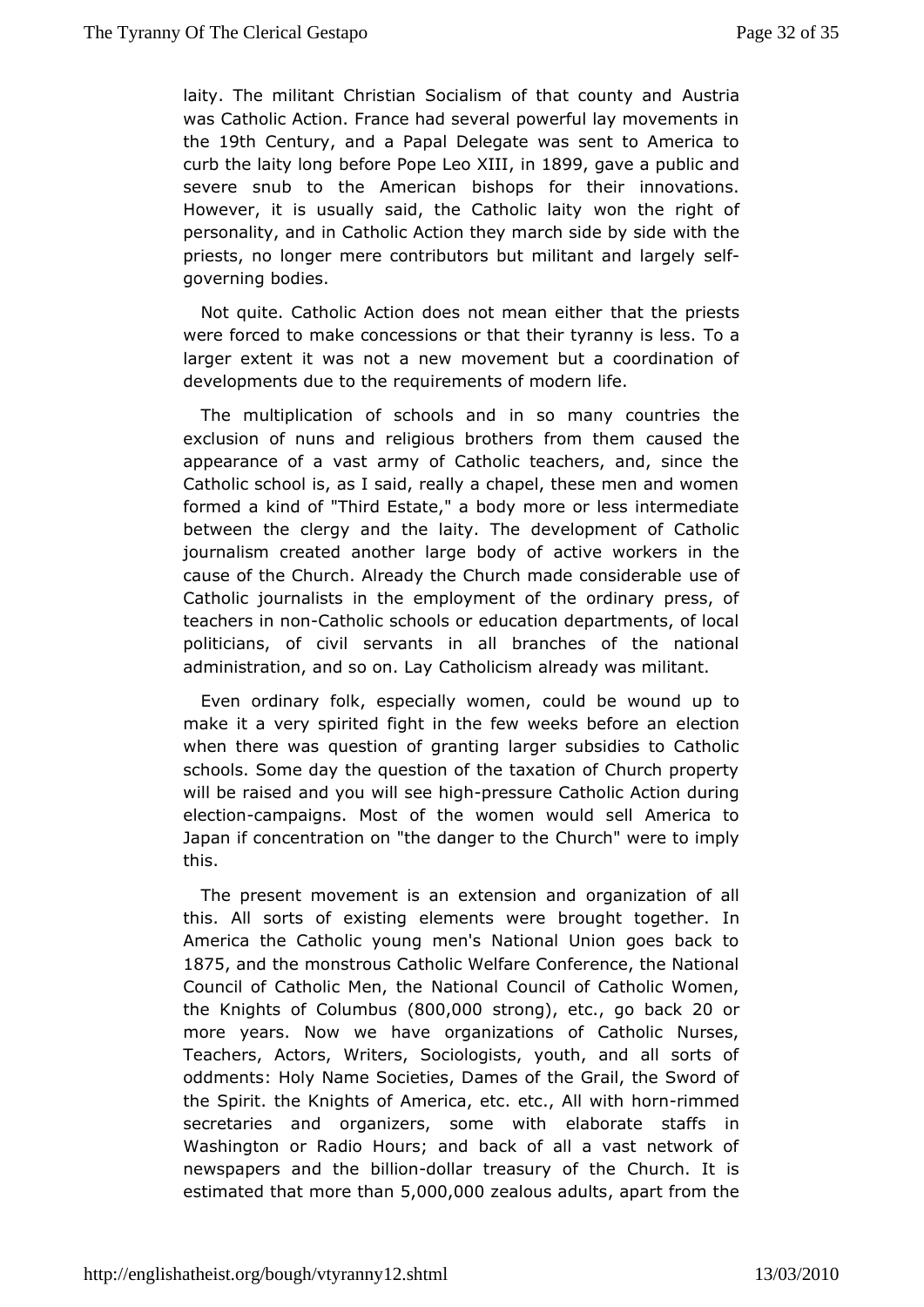laity. The militant Christian Socialism of that county and Austria was Catholic Action. France had several powerful lay movements in the 19th Century, and a Papal Delegate was sent to America to curb the laity long before Pope Leo XIII, in 1899, gave a public and severe snub to the American bishops for their innovations. However, it is usually said, the Catholic laity won the right of personality, and in Catholic Action they march side by side with the priests, no longer mere contributors but militant and largely self-governing bodies.

Not quite. Catholic Action does not mean either that the priests were forced to make concessions or that their tyranny is less. To a larger extent it was not a new movement but a coordination of developments due to the requirements of modern life.

The multiplication of schools and in so many countries the exclusion of nuns and religious brothers from them caused the appearance of a vast army of Catholic teachers, and, since the Catholic school is, as I said, really a chapel, these men and women formed a kind of "Third Estate," a body more or less intermediate between the clergy and the laity. The development of Catholic journalism created another large body of active workers in the cause of the Church. Already the Church made considerable use of Catholic journalists in the employment of the ordinary press, of teachers in non-Catholic schools or education departments, of local politicians, of civil servants in all branches of the national administration, and so on. Lay Catholicism already was militant.

Even ordinary folk, especially women, could be wound up to make it a very spirited fight in the few weeks before an election when there was question of granting larger subsidies to Catholic schools. Some day the question of the taxation of Church property will be raised and you will see high-pressure Catholic Action during election-campaigns. Most of the women would sell America to Japan if concentration on "the danger to the Church" were to imply this.

The present movement is an extension and organization of all this. All sorts of existing elements were brought together. In America the Catholic young men's National Union goes back to 1875, and the monstrous Catholic Welfare Conference, the National Council of Catholic Men, the National Council of Catholic Women, the Knights of Columbus (800,000 strong), etc., go back 20 or more years. Now we have organizations of Catholic Nurses, Teachers, Actors, Writers, Sociologists, youth, and all sorts of oddments: Holy Name Societies, Dames of the Grail, the Sword of the Spirit. the Knights of America, etc. etc., All with horn-rimmed secretaries and organizers, some with elaborate staffs in Washington or Radio Hours; and back of all a vast network of newspapers and the billion-dollar treasury of the Church. It is estimated that more than 5,000,000 zealous adults, apart from the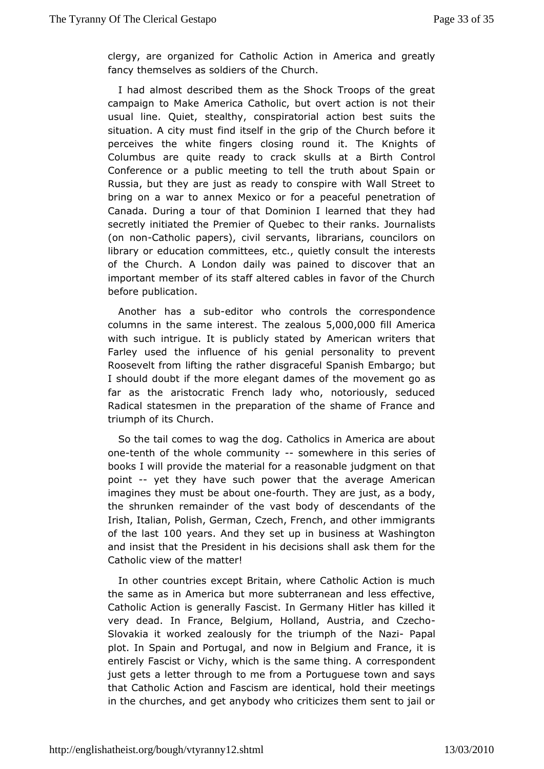clergy, are organized for Catholic Action in America and greatly fancy themselves as soldiers of the Church.

I had almost described them as the Shock Troops of the great campaign to Make America Catholic, but overt action is not their usual line. Quiet, stealthy, conspiratorial action best suits the situation. A city must find itself in the grip of the Church before it perceives the white fingers closing round it. The Knights of Columbus are quite ready to crack skulls at a Birth Control Conference or a public meeting to tell the truth about Spain or Russia, but they are just as ready to conspire with Wall Street to bring on a war to annex Mexico or for a peaceful penetration of Canada. During a tour of that Dominion I learned that they had secretly initiated the Premier of Quebec to their ranks. Journalists (on non-Catholic papers), civil servants, librarians, councilors on library or education committees, etc., quietly consult the interests of the Church. A London daily was pained to discover that an important member of its staff altered cables in favor of the Church before publication.

Another has a sub-editor who controls the correspondence columns in the same interest. The zealous 5,000,000 fill America with such intrigue. It is publicly stated by American writers that Farley used the influence of his genial personality to prevent Roosevelt from lifting the rather disgraceful Spanish Embargo; but I should doubt if the more elegant dames of the movement go as far as the aristocratic French lady who, notoriously, seduced Radical statesmen in the preparation of the shame of France and triumph of its Church.

So the tail comes to wag the dog. Catholics in America are about one-tenth of the whole community -- somewhere in this series of books I will provide the material for a reasonable judgment on that point -- yet they have such power that the average American imagines they must be about one-fourth. They are just, as a body, the shrunken remainder of the vast body of descendants of the Irish, Italian, Polish, German, Czech, French, and other immigrants of the last 100 years. And they set up in business at Washington and insist that the President in his decisions shall ask them for the Catholic view of the matter!

In other countries except Britain, where Catholic Action is much the same as in America but more subterranean and less effective, Catholic Action is generally Fascist. In Germany Hitler has killed it very dead. In France, Belgium, Holland, Austria, and Czecho-Slovakia it worked zealously for the triumph of the Nazi-Papal plot. In Spain and Portugal, and now in Belgium and France, it is entirely Fascist or Vichy, which is the same thing. A correspondent just gets a letter through to me from a Portuguese town and says that Catholic Action and Fascism are identical, hold their meetings in the churches, and get anybody who criticizes them sent to jail or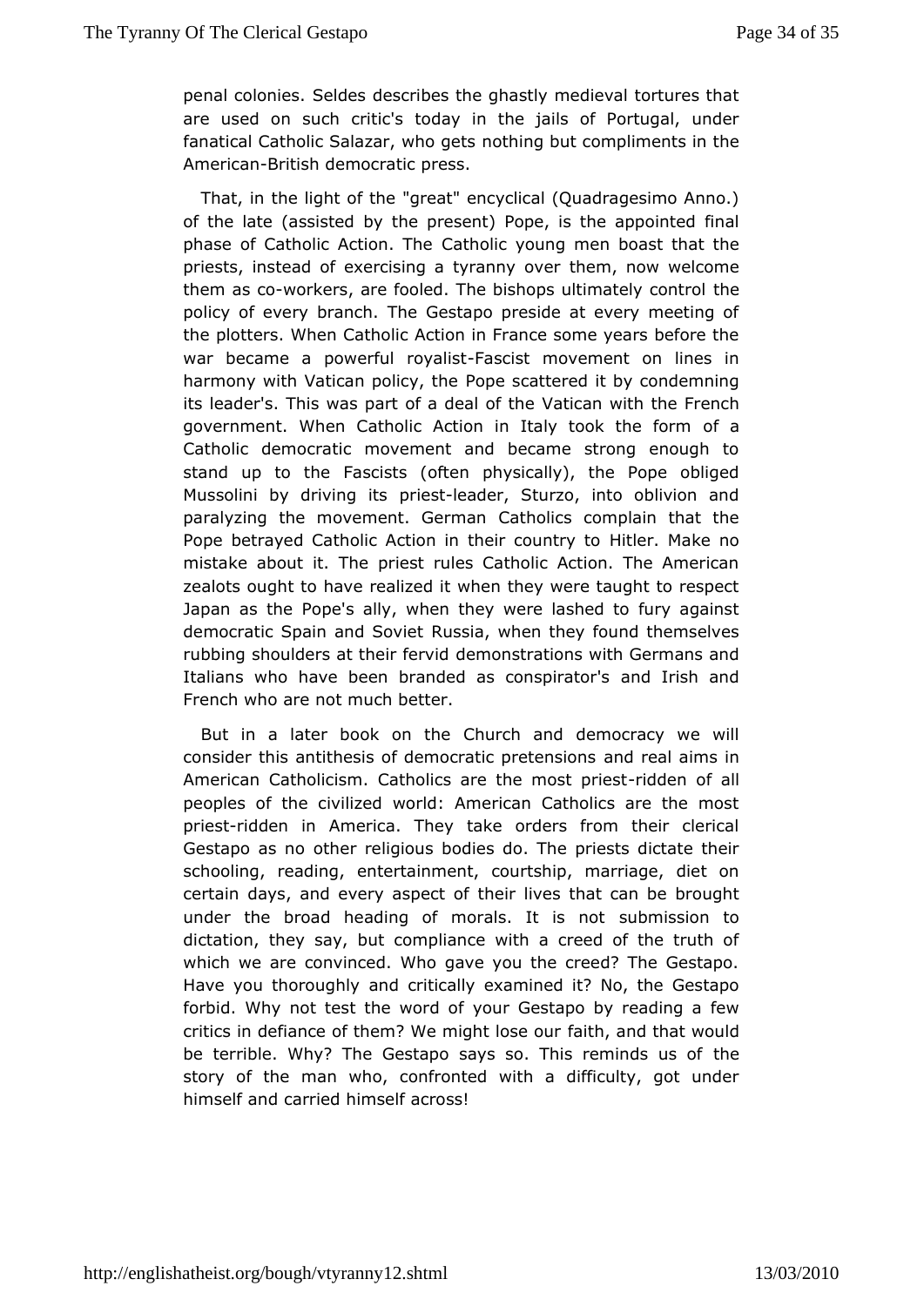penal colonies. Seldes describes the ghastly medieval tortures that are used on such critic's today in the jails of Portugal, under fanatical Catholic Salazar, who gets nothing but compliments in the American-British democratic press.

That, in the light of the "great" encyclical (Quadragesimo Anno.) of the late (assisted by the present) Pope, is the appointed final phase of Catholic Action. The Catholic young men boast that the priests, instead of exercising a tyranny over them, now welcome them as co-workers, are fooled. The bishops ultimately control the policy of every branch. The Gestapo preside at every meeting of the plotters. When Catholic Action in France some years before the war became a powerful royalist-Fascist movement on lines in harmony with Vatican policy, the Pope scattered it by condemning its leader's. This was part of a deal of the Vatican with the French government. When Catholic Action in Italy took the form of a Catholic democratic movement and became strong enough to stand up to the Fascists (often physically), the Pope obliged Mussolini by driving its priest-leader, Sturzo, into oblivion and paralyzing the movement. German Catholics complain that the Pope betrayed Catholic Action in their country to Hitler. Make no mistake about it. The priest rules Catholic Action. The American zealots ought to have realized it when they were taught to respect Japan as the Pope's ally, when they were lashed to fury against democratic Spain and Soviet Russia, when they found themselves rubbing shoulders at their fervid demonstrations with Germans and Italians who have been branded as conspirator's and Irish and French who are not much better.

But in a later book on the Church and democracy we will consider this antithesis of democratic pretensions and real aims in American Catholicism. Catholics are the most priest-ridden of all peoples of the civilized world: American Catholics are the most priest-ridden in America. They take orders from their clerical Gestapo as no other religious bodies do. The priests dictate their schooling, reading, entertainment, courtship, marriage, diet on certain days, and every aspect of their lives that can be brought under the broad heading of morals. It is not submission to dictation, they say, but compliance with a creed of the truth of which we are convinced. Who gave you the creed? The Gestapo. Have you thoroughly and critically examined it? No, the Gestapo forbid. Why not test the word of your Gestapo by reading a few critics in defiance of them? We might lose our faith, and that would be terrible. Why? The Gestapo says so. This reminds us of the story of the man who, confronted with a difficulty, got under himself and carried himself across!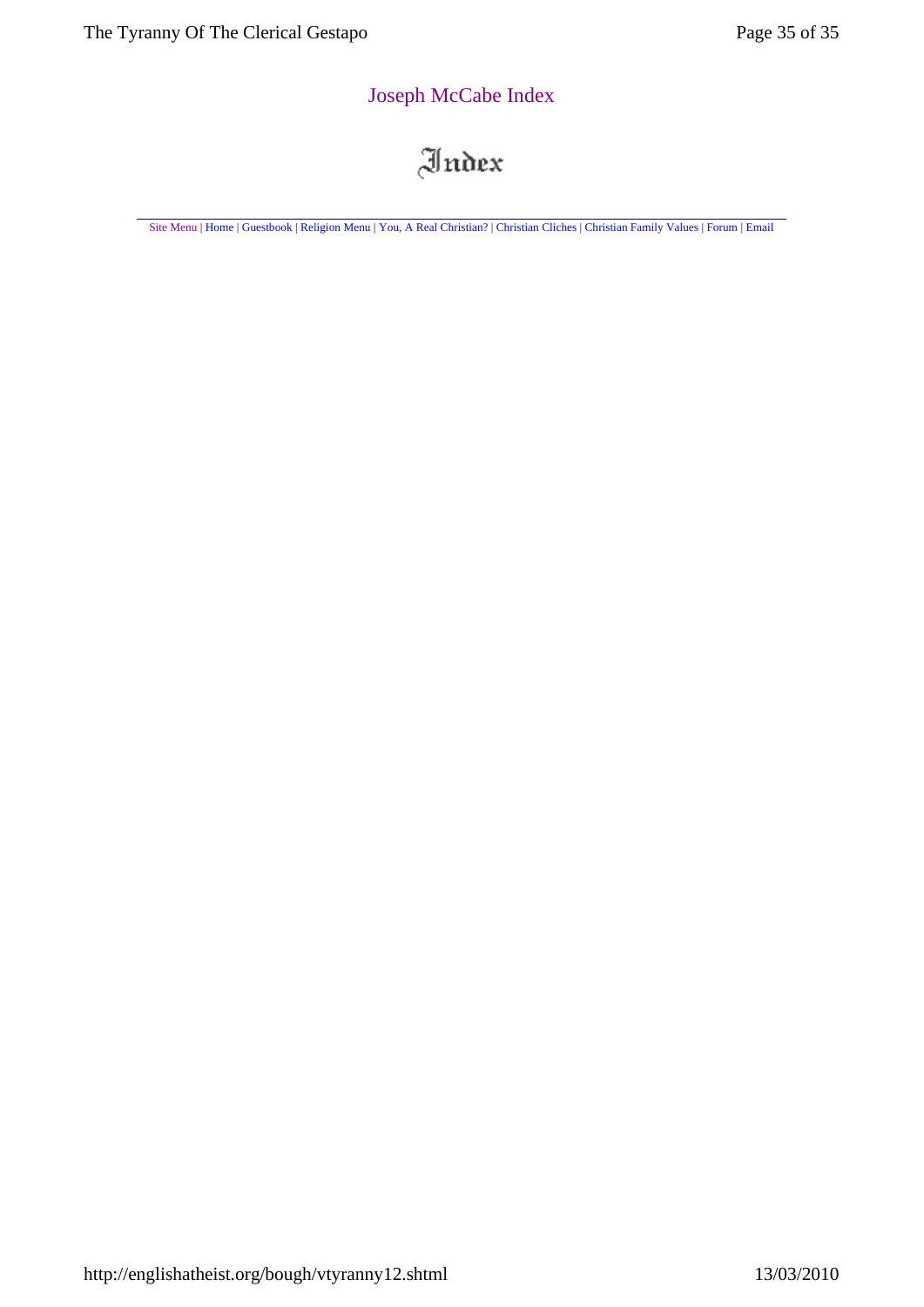Joseph McCabe Index

Index

---

Site Menu | Home | Guestbook | Religion Menu | You, A Real Christian? | Christian Cliches | Christian Family Values | Forum | Email